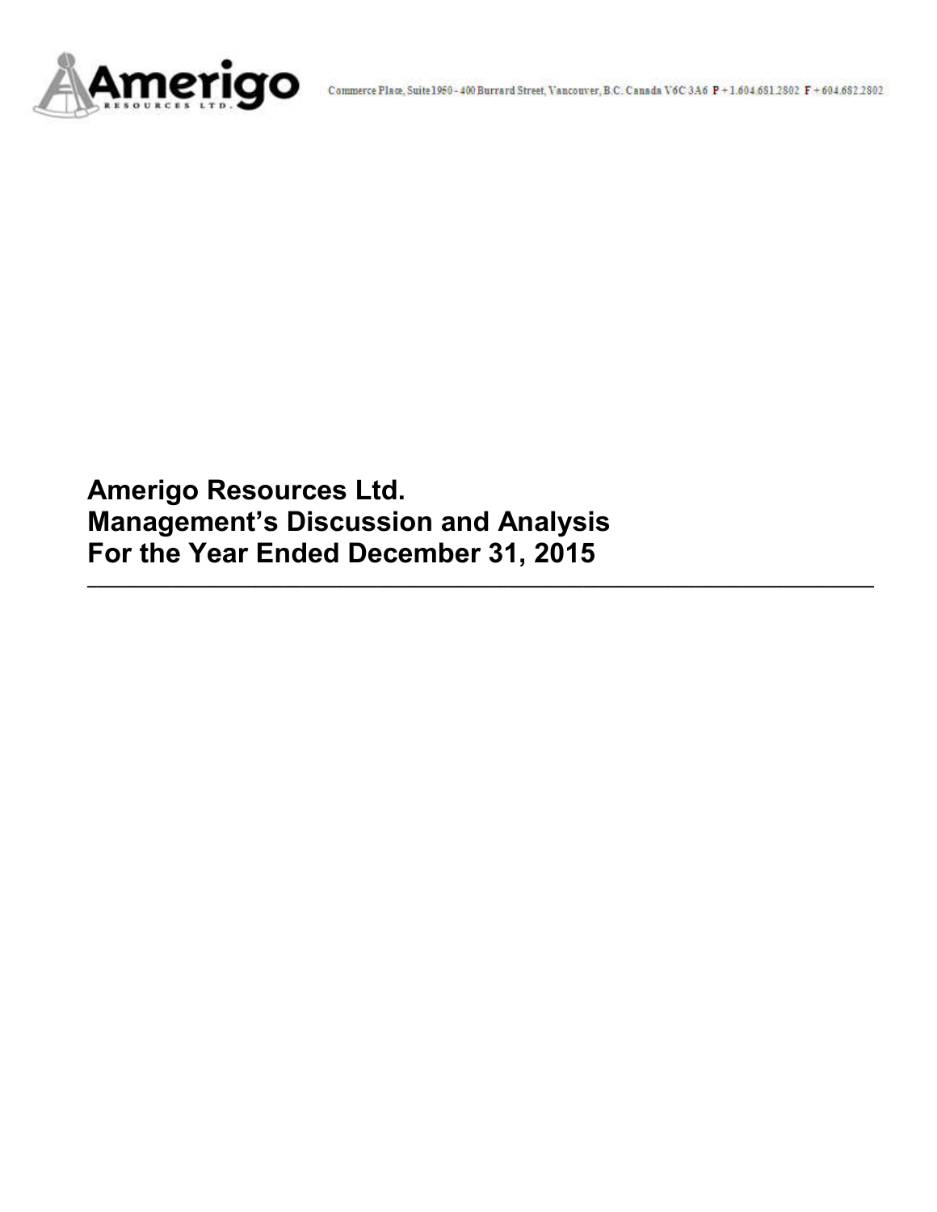Amerigo Resources Ltd.

Commerce Place, Suite 1950 - 400 Burrard Street, Vancouver, B.C. Canada V6C 3A6 P + 1.604.681.2802 F + 604.682.2802

# Amerigo Resources Ltd.
# Management's Discussion and Analysis
# For the Year Ended December 31, 2015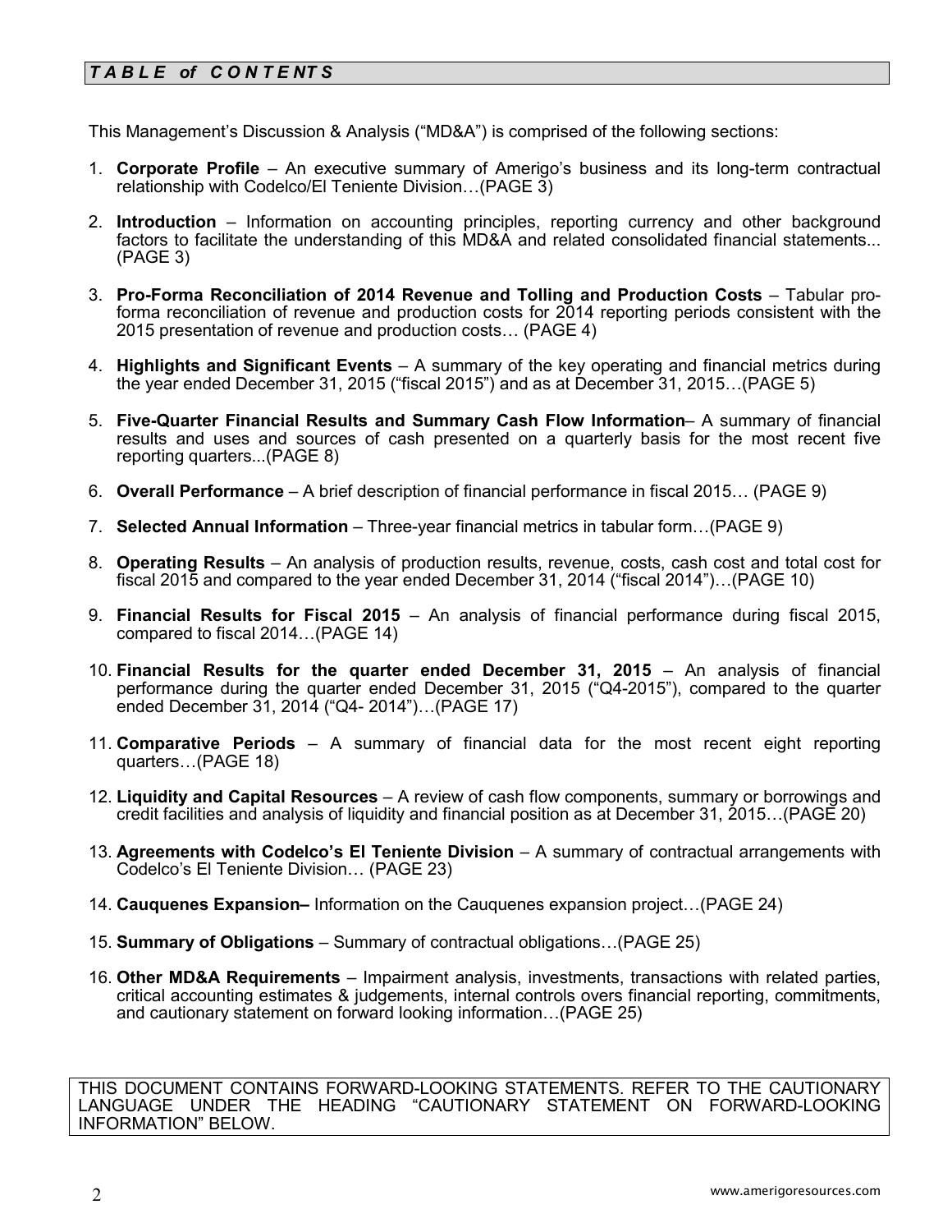## *T A B L E of C O N T E N T S*

This Management's Discussion & Analysis ("MD&A") is comprised of the following sections:

1. **Corporate Profile** – An executive summary of Amerigo's business and its long-term contractual relationship with Codelco/El Teniente Division…(PAGE 3)
2. **Introduction** – Information on accounting principles, reporting currency and other background factors to facilitate the understanding of this MD&A and related consolidated financial statements... (PAGE 3)
3. **Pro-Forma Reconciliation of 2014 Revenue and Tolling and Production Costs** – Tabular pro-forma reconciliation of revenue and production costs for 2014 reporting periods consistent with the 2015 presentation of revenue and production costs… (PAGE 4)
4. **Highlights and Significant Events** – A summary of the key operating and financial metrics during the year ended December 31, 2015 ("fiscal 2015") and as at December 31, 2015…(PAGE 5)
5. **Five-Quarter Financial Results and Summary Cash Flow Information**– A summary of financial results and uses and sources of cash presented on a quarterly basis for the most recent five reporting quarters...(PAGE 8)
6. **Overall Performance** – A brief description of financial performance in fiscal 2015… (PAGE 9)
7. **Selected Annual Information** – Three-year financial metrics in tabular form…(PAGE 9)
8. **Operating Results** – An analysis of production results, revenue, costs, cash cost and total cost for fiscal 2015 and compared to the year ended December 31, 2014 ("fiscal 2014")…(PAGE 10)
9. **Financial Results for Fiscal 2015** – An analysis of financial performance during fiscal 2015, compared to fiscal 2014…(PAGE 14)
10. **Financial Results for the quarter ended December 31, 2015** – An analysis of financial performance during the quarter ended December 31, 2015 ("Q4-2015"), compared to the quarter ended December 31, 2014 ("Q4- 2014")…(PAGE 17)
11. **Comparative Periods** – A summary of financial data for the most recent eight reporting quarters…(PAGE 18)
12. **Liquidity and Capital Resources** – A review of cash flow components, summary or borrowings and credit facilities and analysis of liquidity and financial position as at December 31, 2015…(PAGE 20)
13. **Agreements with Codelco's El Teniente Division** – A summary of contractual arrangements with Codelco's El Teniente Division… (PAGE 23)
14. **Cauquenes Expansion–** Information on the Cauquenes expansion project…(PAGE 24)
15. **Summary of Obligations** – Summary of contractual obligations…(PAGE 25)
16. **Other MD&A Requirements** – Impairment analysis, investments, transactions with related parties, critical accounting estimates & judgements, internal controls overs financial reporting, commitments, and cautionary statement on forward looking information…(PAGE 25)

THIS DOCUMENT CONTAINS FORWARD-LOOKING STATEMENTS. REFER TO THE CAUTIONARY LANGUAGE UNDER THE HEADING "CAUTIONARY STATEMENT ON FORWARD-LOOKING INFORMATION" BELOW.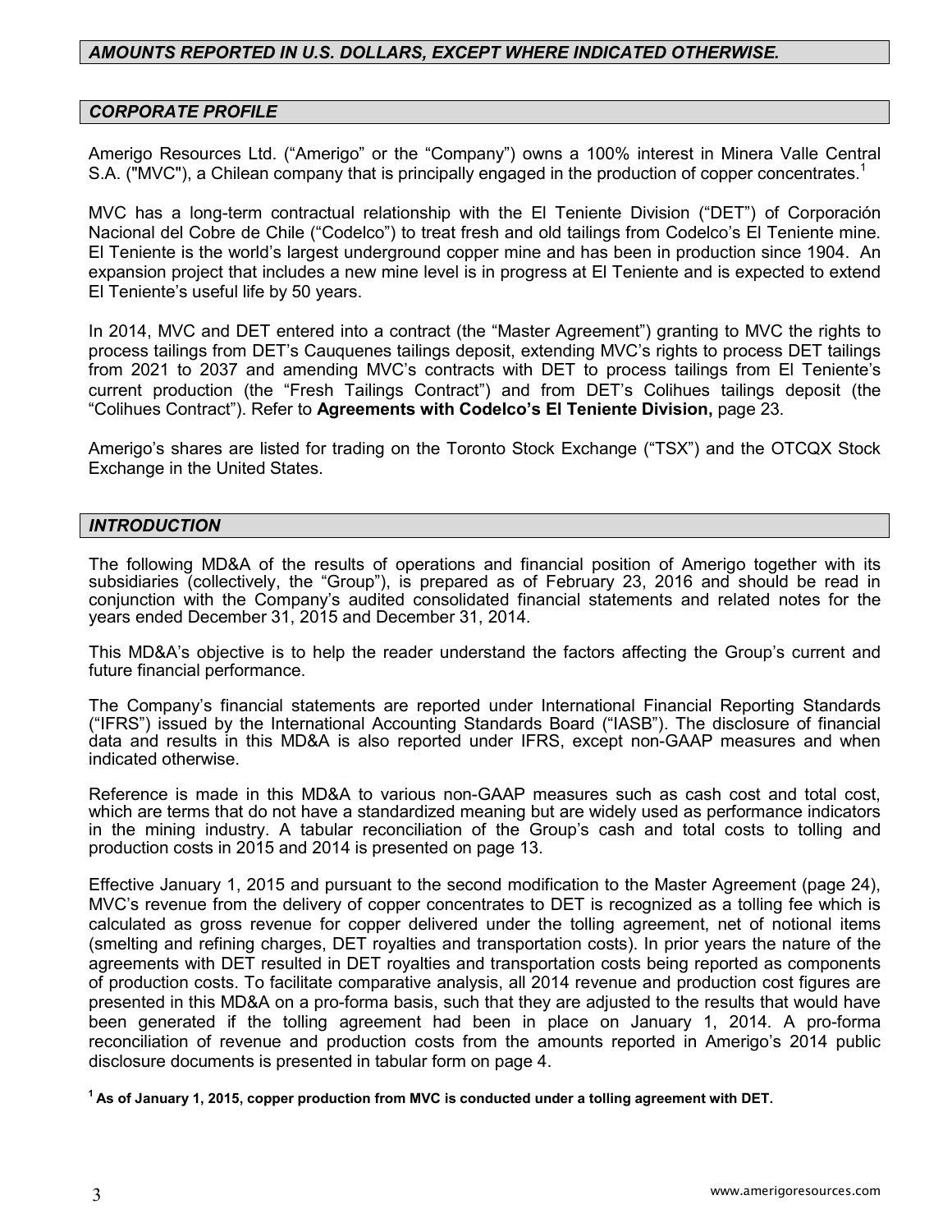## *AMOUNTS REPORTED IN U.S. DOLLARS, EXCEPT WHERE INDICATED OTHERWISE.*

## *CORPORATE PROFILE*

Amerigo Resources Ltd. ("Amerigo" or the "Company") owns a 100% interest in Minera Valle Central S.A. ("MVC"), a Chilean company that is principally engaged in the production of copper concentrates.[1]

MVC has a long-term contractual relationship with the El Teniente Division ("DET") of Corporación Nacional del Cobre de Chile ("Codelco") to treat fresh and old tailings from Codelco's El Teniente mine. El Teniente is the world's largest underground copper mine and has been in production since 1904. An expansion project that includes a new mine level is in progress at El Teniente and is expected to extend El Teniente's useful life by 50 years.

In 2014, MVC and DET entered into a contract (the "Master Agreement") granting to MVC the rights to process tailings from DET's Cauquenes tailings deposit, extending MVC's rights to process DET tailings from 2021 to 2037 and amending MVC's contracts with DET to process tailings from El Teniente's current production (the "Fresh Tailings Contract") and from DET's Colihues tailings deposit (the "Colihues Contract"). Refer to **Agreements with Codelco's El Teniente Division,** page 23.

Amerigo's shares are listed for trading on the Toronto Stock Exchange ("TSX") and the OTCQX Stock Exchange in the United States.

## *INTRODUCTION*

The following MD&A of the results of operations and financial position of Amerigo together with its subsidiaries (collectively, the "Group"), is prepared as of February 23, 2016 and should be read in conjunction with the Company's audited consolidated financial statements and related notes for the years ended December 31, 2015 and December 31, 2014.

This MD&A's objective is to help the reader understand the factors affecting the Group's current and future financial performance.

The Company's financial statements are reported under International Financial Reporting Standards ("IFRS") issued by the International Accounting Standards Board ("IASB"). The disclosure of financial data and results in this MD&A is also reported under IFRS, except non-GAAP measures and when indicated otherwise.

Reference is made in this MD&A to various non-GAAP measures such as cash cost and total cost, which are terms that do not have a standardized meaning but are widely used as performance indicators in the mining industry. A tabular reconciliation of the Group's cash and total costs to tolling and production costs in 2015 and 2014 is presented on page 13.

Effective January 1, 2015 and pursuant to the second modification to the Master Agreement (page 24), MVC's revenue from the delivery of copper concentrates to DET is recognized as a tolling fee which is calculated as gross revenue for copper delivered under the tolling agreement, net of notional items (smelting and refining charges, DET royalties and transportation costs). In prior years the nature of the agreements with DET resulted in DET royalties and transportation costs being reported as components of production costs. To facilitate comparative analysis, all 2014 revenue and production cost figures are presented in this MD&A on a pro-forma basis, such that they are adjusted to the results that would have been generated if the tolling agreement had been in place on January 1, 2014. A pro-forma reconciliation of revenue and production costs from the amounts reported in Amerigo's 2014 public disclosure documents is presented in tabular form on page 4.

**[1] As of January 1, 2015, copper production from MVC is conducted under a tolling agreement with DET.**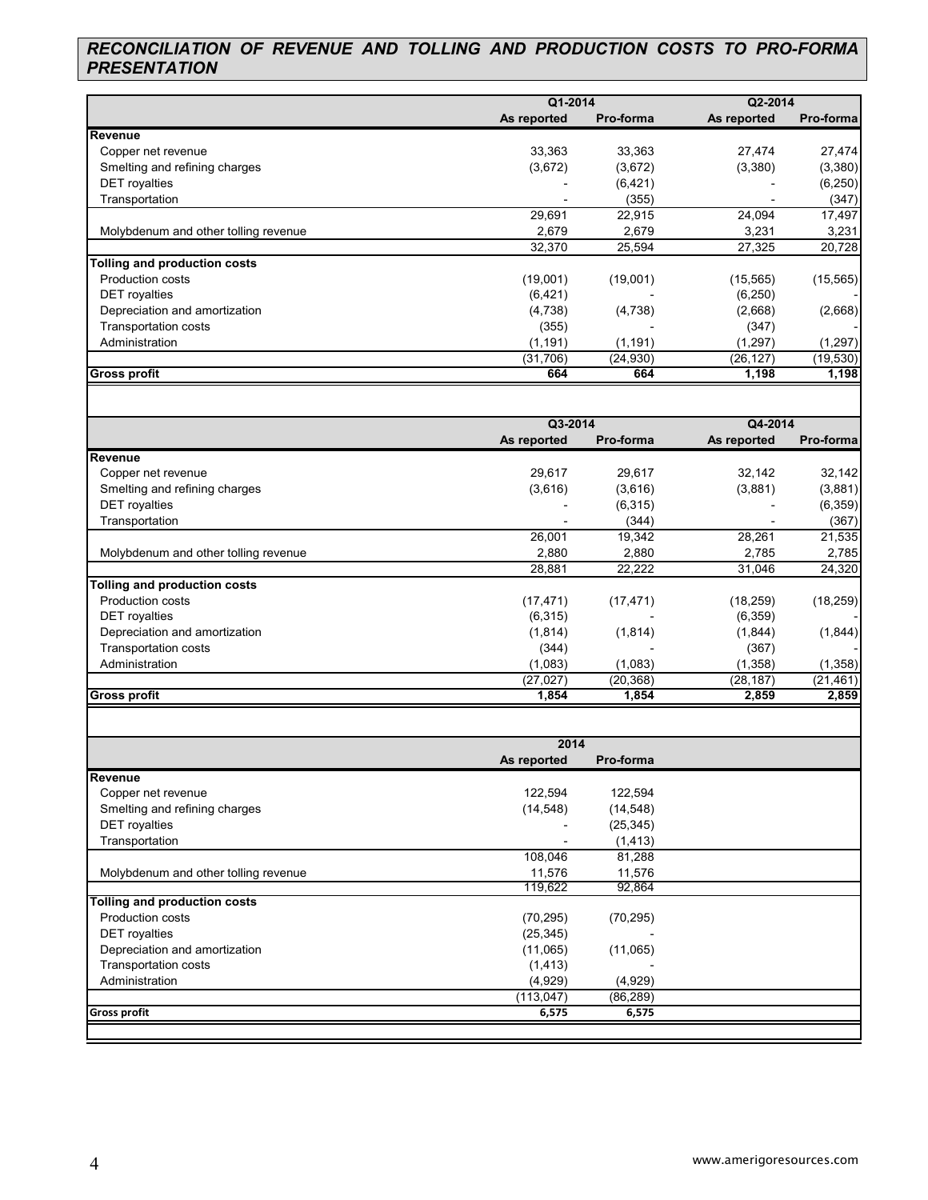## *RECONCILIATION OF REVENUE AND TOLLING AND PRODUCTION COSTS TO PRO-FORMA PRESENTATION*

| | Q1-2014 | | Q2-2014 | |
|---|---|---|---|---|
| | As reported | Pro-forma | As reported | Pro-forma |
| **Revenue** | | | | |
| Copper net revenue | 33,363 | 33,363 | 27,474 | 27,474 |
| Smelting and refining charges | (3,672) | (3,672) | (3,380) | (3,380) |
| DET royalties | - | (6,421) | - | (6,250) |
| Transportation | - | (355) | - | (347) |
| | 29,691 | 22,915 | 24,094 | 17,497 |
| Molybdenum and other tolling revenue | 2,679 | 2,679 | 3,231 | 3,231 |
| | 32,370 | 25,594 | 27,325 | 20,728 |
| **Tolling and production costs** | | | | |
| Production costs | (19,001) | (19,001) | (15,565) | (15,565) |
| DET royalties | (6,421) | - | (6,250) | - |
| Depreciation and amortization | (4,738) | (4,738) | (2,668) | (2,668) |
| Transportation costs | (355) | - | (347) | - |
| Administration | (1,191) | (1,191) | (1,297) | (1,297) |
| | (31,706) | (24,930) | (26,127) | (19,530) |
| **Gross profit** | **664** | **664** | **1,198** | **1,198** |

| | Q3-2014 | | Q4-2014 | |
|---|---|---|---|---|
| | As reported | Pro-forma | As reported | Pro-forma |
| **Revenue** | | | | |
| Copper net revenue | 29,617 | 29,617 | 32,142 | 32,142 |
| Smelting and refining charges | (3,616) | (3,616) | (3,881) | (3,881) |
| DET royalties | - | (6,315) | - | (6,359) |
| Transportation | - | (344) | - | (367) |
| | 26,001 | 19,342 | 28,261 | 21,535 |
| Molybdenum and other tolling revenue | 2,880 | 2,880 | 2,785 | 2,785 |
| | 28,881 | 22,222 | 31,046 | 24,320 |
| **Tolling and production costs** | | | | |
| Production costs | (17,471) | (17,471) | (18,259) | (18,259) |
| DET royalties | (6,315) | - | (6,359) | - |
| Depreciation and amortization | (1,814) | (1,814) | (1,844) | (1,844) |
| Transportation costs | (344) | - | (367) | - |
| Administration | (1,083) | (1,083) | (1,358) | (1,358) |
| | (27,027) | (20,368) | (28,187) | (21,461) |
| **Gross profit** | **1,854** | **1,854** | **2,859** | **2,859** |

| | 2014 | |
|---|---|---|
| | As reported | Pro-forma |
| **Revenue** | | |
| Copper net revenue | 122,594 | 122,594 |
| Smelting and refining charges | (14,548) | (14,548) |
| DET royalties | - | (25,345) |
| Transportation | - | (1,413) |
| | 108,046 | 81,288 |
| Molybdenum and other tolling revenue | 11,576 | 11,576 |
| | 119,622 | 92,864 |
| **Tolling and production costs** | | |
| Production costs | (70,295) | (70,295) |
| DET royalties | (25,345) | - |
| Depreciation and amortization | (11,065) | (11,065) |
| Transportation costs | (1,413) | - |
| Administration | (4,929) | (4,929) |
| | (113,047) | (86,289) |
| **Gross profit** | **6,575** | **6,575** |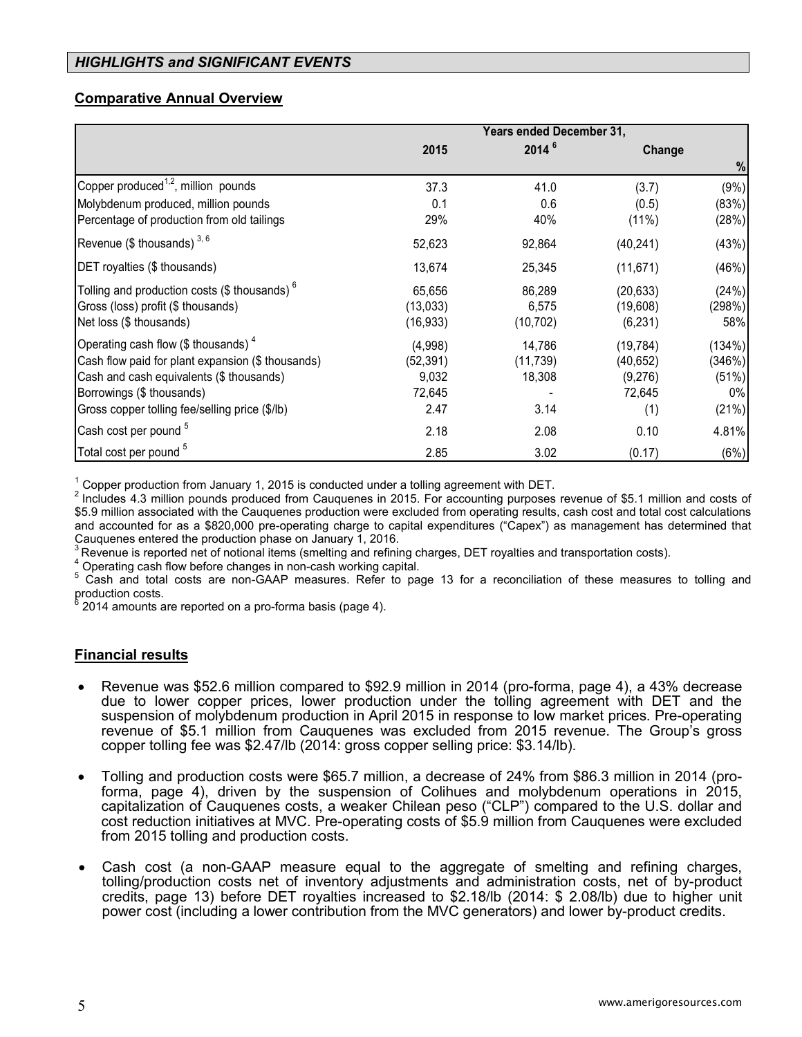## *HIGHLIGHTS and SIGNIFICANT EVENTS*

### Comparative Annual Overview

| | Years ended December 31, | | | |
|---|---|---|---|---|
| | 2015 | 2014 [6] | Change | |
| | | | | % |
| Copper produced[1,2], million pounds | 37.3 | 41.0 | (3.7) | (9%) |
| Molybdenum produced, million pounds | 0.1 | 0.6 | (0.5) | (83%) |
| Percentage of production from old tailings | 29% | 40% | (11%) | (28%) |
| Revenue ($ thousands) [3, 6] | 52,623 | 92,864 | (40,241) | (43%) |
| DET royalties ($ thousands) | 13,674 | 25,345 | (11,671) | (46%) |
| Tolling and production costs ($ thousands) [6] | 65,656 | 86,289 | (20,633) | (24%) |
| Gross (loss) profit ($ thousands) | (13,033) | 6,575 | (19,608) | (298%) |
| Net loss ($ thousands) | (16,933) | (10,702) | (6,231) | 58% |
| Operating cash flow ($ thousands) [4] | (4,998) | 14,786 | (19,784) | (134%) |
| Cash flow paid for plant expansion ($ thousands) | (52,391) | (11,739) | (40,652) | (346%) |
| Cash and cash equivalents ($ thousands) | 9,032 | 18,308 | (9,276) | (51%) |
| Borrowings ($ thousands) | 72,645 | - | 72,645 | 0% |
| Gross copper tolling fee/selling price ($/lb) | 2.47 | 3.14 | (1) | (21%) |
| Cash cost per pound [5] | 2.18 | 2.08 | 0.10 | 4.81% |
| Total cost per pound [5] | 2.85 | 3.02 | (0.17) | (6%) |

[1] Copper production from January 1, 2015 is conducted under a tolling agreement with DET.
[2] Includes 4.3 million pounds produced from Cauquenes in 2015. For accounting purposes revenue of $5.1 million and costs of $5.9 million associated with the Cauquenes production were excluded from operating results, cash cost and total cost calculations and accounted for as a $820,000 pre-operating charge to capital expenditures ("Capex") as management has determined that Cauquenes entered the production phase on January 1, 2016.
[3] Revenue is reported net of notional items (smelting and refining charges, DET royalties and transportation costs).
[4] Operating cash flow before changes in non-cash working capital.
[5] Cash and total costs are non-GAAP measures. Refer to page 13 for a reconciliation of these measures to tolling and production costs.
[6] 2014 amounts are reported on a pro-forma basis (page 4).

### Financial results

- Revenue was $52.6 million compared to $92.9 million in 2014 (pro-forma, page 4), a 43% decrease due to lower copper prices, lower production under the tolling agreement with DET and the suspension of molybdenum production in April 2015 in response to low market prices. Pre-operating revenue of $5.1 million from Cauquenes was excluded from 2015 revenue. The Group's gross copper tolling fee was $2.47/lb (2014: gross copper selling price: $3.14/lb).

- Tolling and production costs were $65.7 million, a decrease of 24% from $86.3 million in 2014 (pro-forma, page 4), driven by the suspension of Colihues and molybdenum operations in 2015, capitalization of Cauquenes costs, a weaker Chilean peso ("CLP") compared to the U.S. dollar and cost reduction initiatives at MVC. Pre-operating costs of $5.9 million from Cauquenes were excluded from 2015 tolling and production costs.

- Cash cost (a non-GAAP measure equal to the aggregate of smelting and refining charges, tolling/production costs net of inventory adjustments and administration costs, net of by-product credits, page 13) before DET royalties increased to $2.18/lb (2014: $ 2.08/lb) due to higher unit power cost (including a lower contribution from the MVC generators) and lower by-product credits.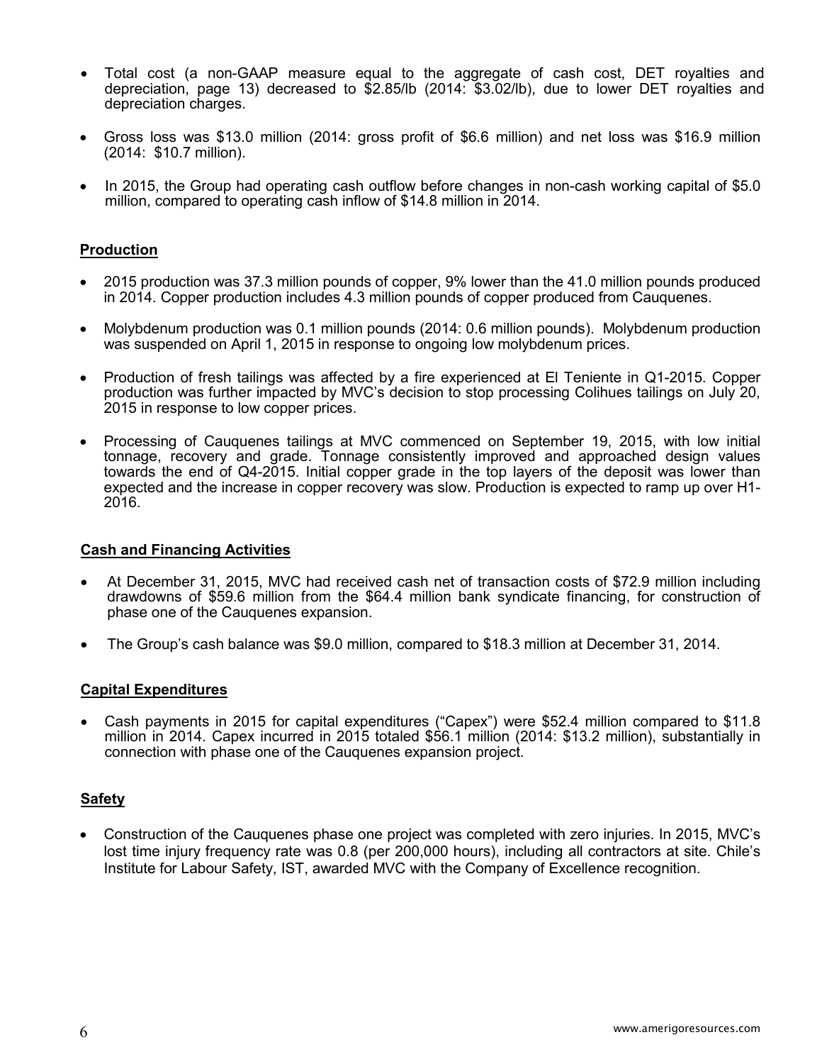- Total cost (a non-GAAP measure equal to the aggregate of cash cost, DET royalties and depreciation, page 13) decreased to $2.85/lb (2014: $3.02/lb), due to lower DET royalties and depreciation charges.

- Gross loss was $13.0 million (2014: gross profit of $6.6 million) and net loss was $16.9 million (2014: $10.7 million).

- In 2015, the Group had operating cash outflow before changes in non-cash working capital of $5.0 million, compared to operating cash inflow of $14.8 million in 2014.

## Production

- 2015 production was 37.3 million pounds of copper, 9% lower than the 41.0 million pounds produced in 2014. Copper production includes 4.3 million pounds of copper produced from Cauquenes.

- Molybdenum production was 0.1 million pounds (2014: 0.6 million pounds). Molybdenum production was suspended on April 1, 2015 in response to ongoing low molybdenum prices.

- Production of fresh tailings was affected by a fire experienced at El Teniente in Q1-2015. Copper production was further impacted by MVC's decision to stop processing Colihues tailings on July 20, 2015 in response to low copper prices.

- Processing of Cauquenes tailings at MVC commenced on September 19, 2015, with low initial tonnage, recovery and grade. Tonnage consistently improved and approached design values towards the end of Q4-2015. Initial copper grade in the top layers of the deposit was lower than expected and the increase in copper recovery was slow. Production is expected to ramp up over H1-2016.

## Cash and Financing Activities

- At December 31, 2015, MVC had received cash net of transaction costs of $72.9 million including drawdowns of $59.6 million from the $64.4 million bank syndicate financing, for construction of phase one of the Cauquenes expansion.

- The Group's cash balance was $9.0 million, compared to $18.3 million at December 31, 2014.

## Capital Expenditures

- Cash payments in 2015 for capital expenditures ("Capex") were $52.4 million compared to $11.8 million in 2014. Capex incurred in 2015 totaled $56.1 million (2014: $13.2 million), substantially in connection with phase one of the Cauquenes expansion project.

## Safety

- Construction of the Cauquenes phase one project was completed with zero injuries. In 2015, MVC's lost time injury frequency rate was 0.8 (per 200,000 hours), including all contractors at site. Chile's Institute for Labour Safety, IST, awarded MVC with the Company of Excellence recognition.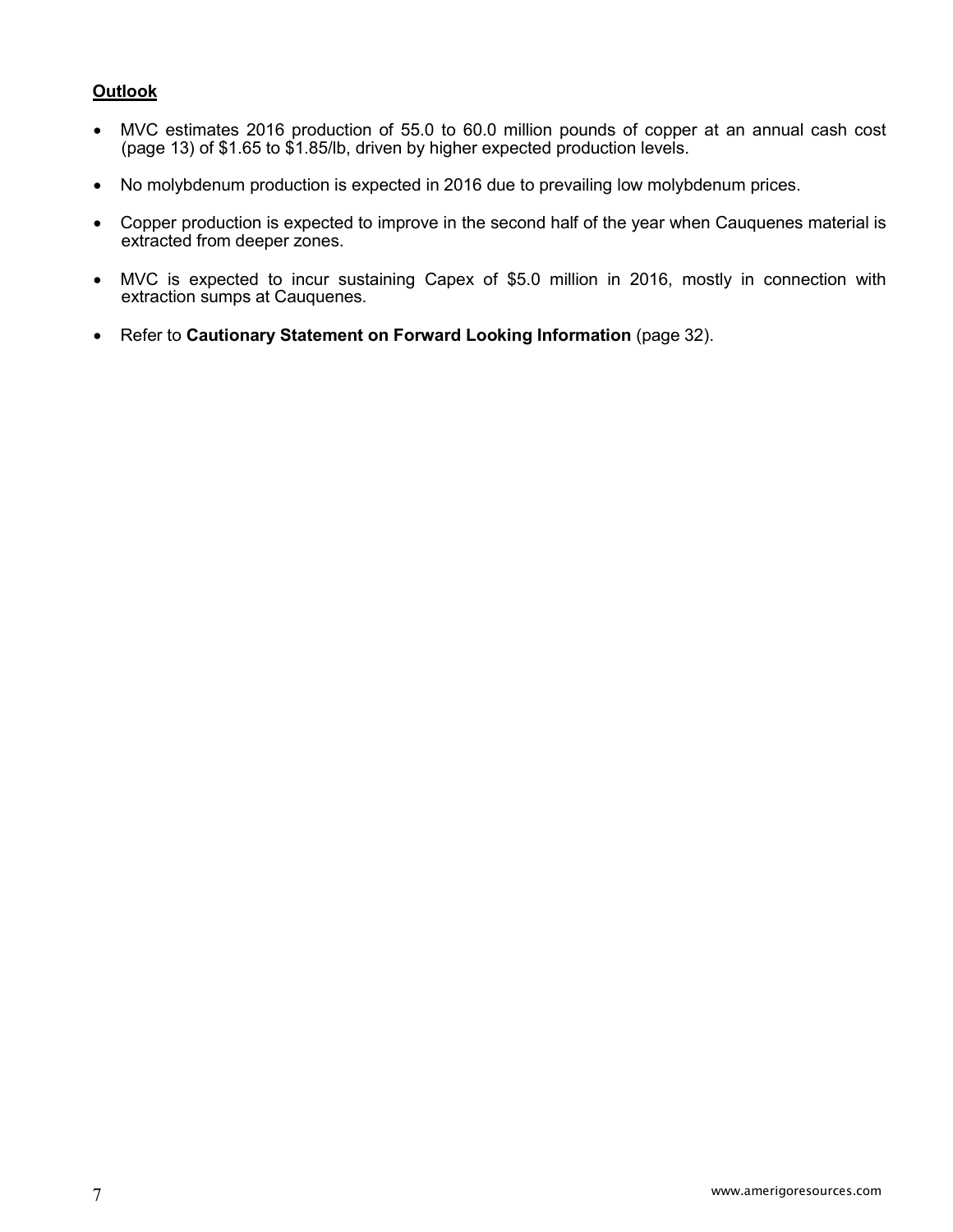## Outlook

- MVC estimates 2016 production of 55.0 to 60.0 million pounds of copper at an annual cash cost (page 13) of $1.65 to $1.85/lb, driven by higher expected production levels.
- No molybdenum production is expected in 2016 due to prevailing low molybdenum prices.
- Copper production is expected to improve in the second half of the year when Cauquenes material is extracted from deeper zones.
- MVC is expected to incur sustaining Capex of $5.0 million in 2016, mostly in connection with extraction sumps at Cauquenes.
- Refer to **Cautionary Statement on Forward Looking Information** (page 32).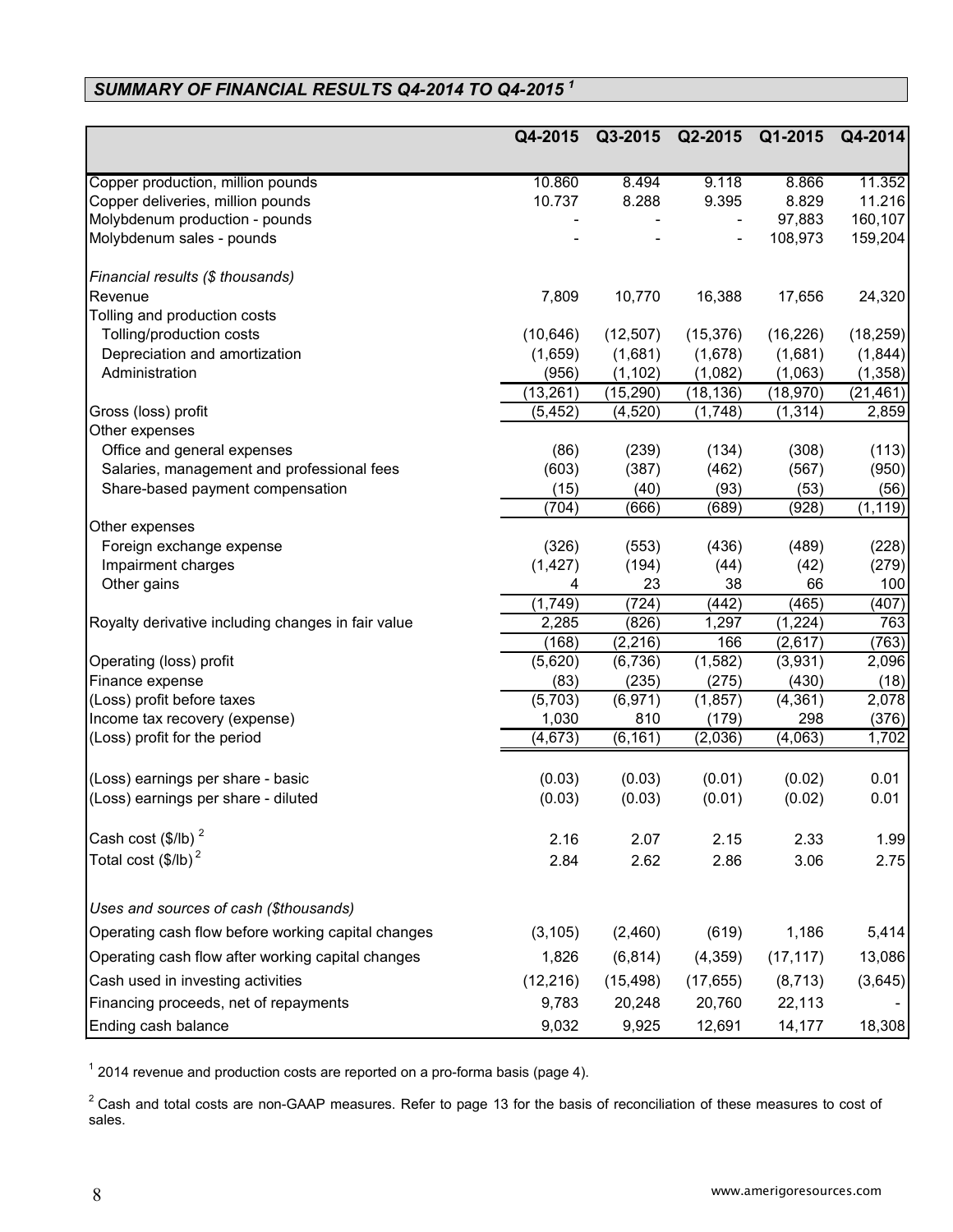## *SUMMARY OF FINANCIAL RESULTS Q4-2014 TO Q4-2015 [1]*

| | Q4-2015 | Q3-2015 | Q2-2015 | Q1-2015 | Q4-2014 |
|---|---|---|---|---|---|
| Copper production, million pounds | 10.860 | 8.494 | 9.118 | 8.866 | 11.352 |
| Copper deliveries, million pounds | 10.737 | 8.288 | 9.395 | 8.829 | 11.216 |
| Molybdenum production - pounds | - | - | - | 97,883 | 160,107 |
| Molybdenum sales - pounds | - | - | - | 108,973 | 159,204 |
| *Financial results ($ thousands)* | | | | | |
| Revenue | 7,809 | 10,770 | 16,388 | 17,656 | 24,320 |
| Tolling and production costs | | | | | |
| Tolling/production costs | (10,646) | (12,507) | (15,376) | (16,226) | (18,259) |
| Depreciation and amortization | (1,659) | (1,681) | (1,678) | (1,681) | (1,844) |
| Administration | (956) | (1,102) | (1,082) | (1,063) | (1,358) |
| | (13,261) | (15,290) | (18,136) | (18,970) | (21,461) |
| Gross (loss) profit | (5,452) | (4,520) | (1,748) | (1,314) | 2,859 |
| Other expenses | | | | | |
| Office and general expenses | (86) | (239) | (134) | (308) | (113) |
| Salaries, management and professional fees | (603) | (387) | (462) | (567) | (950) |
| Share-based payment compensation | (15) | (40) | (93) | (53) | (56) |
| | (704) | (666) | (689) | (928) | (1,119) |
| Other expenses | | | | | |
| Foreign exchange expense | (326) | (553) | (436) | (489) | (228) |
| Impairment charges | (1,427) | (194) | (44) | (42) | (279) |
| Other gains | 4 | 23 | 38 | 66 | 100 |
| | (1,749) | (724) | (442) | (465) | (407) |
| Royalty derivative including changes in fair value | 2,285 | (826) | 1,297 | (1,224) | 763 |
| | (168) | (2,216) | 166 | (2,617) | (763) |
| Operating (loss) profit | (5,620) | (6,736) | (1,582) | (3,931) | 2,096 |
| Finance expense | (83) | (235) | (275) | (430) | (18) |
| (Loss) profit before taxes | (5,703) | (6,971) | (1,857) | (4,361) | 2,078 |
| Income tax recovery (expense) | 1,030 | 810 | (179) | 298 | (376) |
| (Loss) profit for the period | (4,673) | (6,161) | (2,036) | (4,063) | 1,702 |
| (Loss) earnings per share - basic | (0.03) | (0.03) | (0.01) | (0.02) | 0.01 |
| (Loss) earnings per share - diluted | (0.03) | (0.03) | (0.01) | (0.02) | 0.01 |
| Cash cost ($/lb) [2] | 2.16 | 2.07 | 2.15 | 2.33 | 1.99 |
| Total cost ($/lb) [2] | 2.84 | 2.62 | 2.86 | 3.06 | 2.75 |
| *Uses and sources of cash ($thousands)* | | | | | |
| Operating cash flow before working capital changes | (3,105) | (2,460) | (619) | 1,186 | 5,414 |
| Operating cash flow after working capital changes | 1,826 | (6,814) | (4,359) | (17,117) | 13,086 |
| Cash used in investing activities | (12,216) | (15,498) | (17,655) | (8,713) | (3,645) |
| Financing proceeds, net of repayments | 9,783 | 20,248 | 20,760 | 22,113 | - |
| Ending cash balance | 9,032 | 9,925 | 12,691 | 14,177 | 18,308 |

[1] 2014 revenue and production costs are reported on a pro-forma basis (page 4).

[2] Cash and total costs are non-GAAP measures. Refer to page 13 for the basis of reconciliation of these measures to cost of sales.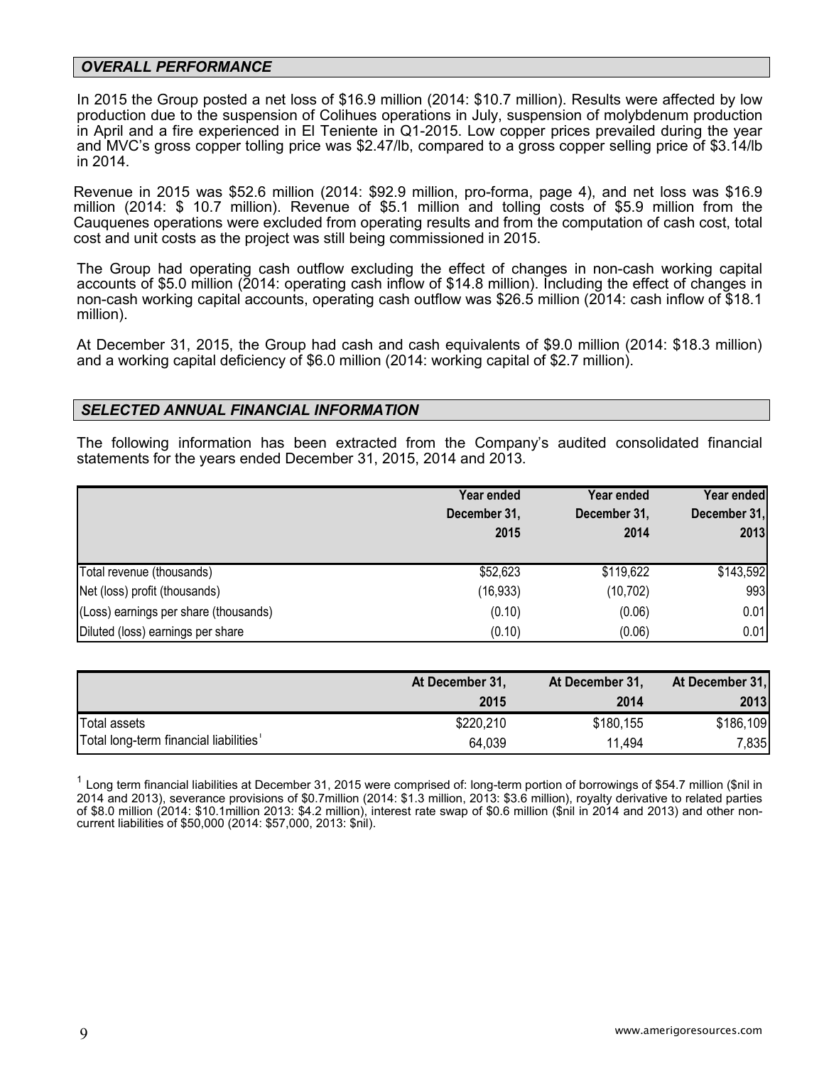## *OVERALL PERFORMANCE*

In 2015 the Group posted a net loss of $16.9 million (2014: $10.7 million). Results were affected by low production due to the suspension of Colihues operations in July, suspension of molybdenum production in April and a fire experienced in El Teniente in Q1-2015. Low copper prices prevailed during the year and MVC's gross copper tolling price was $2.47/lb, compared to a gross copper selling price of $3.14/lb in 2014.

Revenue in 2015 was $52.6 million (2014: $92.9 million, pro-forma, page 4), and net loss was $16.9 million (2014: $ 10.7 million). Revenue of $5.1 million and tolling costs of $5.9 million from the Cauquenes operations were excluded from operating results and from the computation of cash cost, total cost and unit costs as the project was still being commissioned in 2015.

The Group had operating cash outflow excluding the effect of changes in non-cash working capital accounts of $5.0 million (2014: operating cash inflow of $14.8 million). Including the effect of changes in non-cash working capital accounts, operating cash outflow was $26.5 million (2014: cash inflow of $18.1 million).

At December 31, 2015, the Group had cash and cash equivalents of $9.0 million (2014: $18.3 million) and a working capital deficiency of $6.0 million (2014: working capital of $2.7 million).

## *SELECTED ANNUAL FINANCIAL INFORMATION*

The following information has been extracted from the Company's audited consolidated financial statements for the years ended December 31, 2015, 2014 and 2013.

| | Year ended December 31, 2015 | Year ended December 31, 2014 | Year ended December 31, 2013 |
|---|---|---|---|
| Total revenue (thousands) | $52,623 | $119,622 | $143,592 |
| Net (loss) profit (thousands) | (16,933) | (10,702) | 993 |
| (Loss) earnings per share (thousands) | (0.10) | (0.06) | 0.01 |
| Diluted (loss) earnings per share | (0.10) | (0.06) | 0.01 |

| | At December 31, 2015 | At December 31, 2014 | At December 31, 2013 |
|---|---|---|---|
| Total assets | $220,210 | $180,155 | $186,109 |
| Total long-term financial liabilities[1] | 64,039 | 11,494 | 7,835 |

[1] Long term financial liabilities at December 31, 2015 were comprised of: long-term portion of borrowings of $54.7 million ($nil in 2014 and 2013), severance provisions of $0.7million (2014: $1.3 million, 2013: $3.6 million), royalty derivative to related parties of $8.0 million (2014: $10.1million 2013: $4.2 million), interest rate swap of $0.6 million ($nil in 2014 and 2013) and other non-current liabilities of $50,000 (2014: $57,000, 2013: $nil).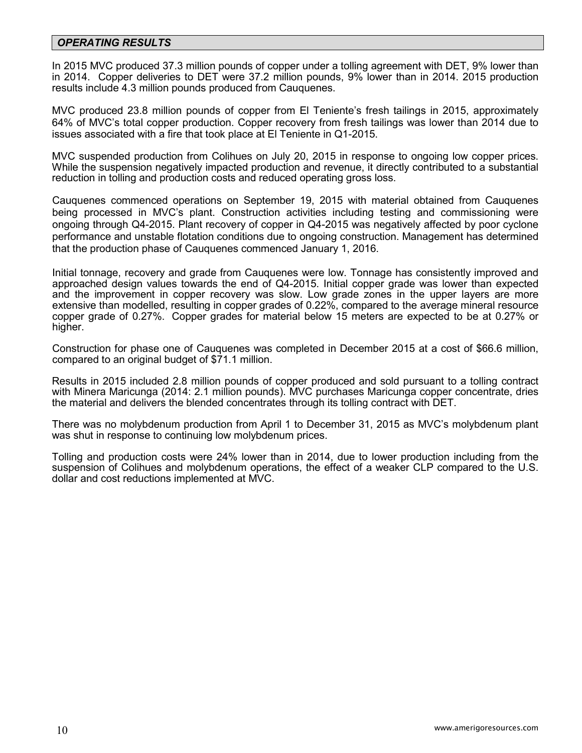## *OPERATING RESULTS*

In 2015 MVC produced 37.3 million pounds of copper under a tolling agreement with DET, 9% lower than in 2014. Copper deliveries to DET were 37.2 million pounds, 9% lower than in 2014. 2015 production results include 4.3 million pounds produced from Cauquenes.

MVC produced 23.8 million pounds of copper from El Teniente's fresh tailings in 2015, approximately 64% of MVC's total copper production. Copper recovery from fresh tailings was lower than 2014 due to issues associated with a fire that took place at El Teniente in Q1-2015.

MVC suspended production from Colihues on July 20, 2015 in response to ongoing low copper prices. While the suspension negatively impacted production and revenue, it directly contributed to a substantial reduction in tolling and production costs and reduced operating gross loss.

Cauquenes commenced operations on September 19, 2015 with material obtained from Cauquenes being processed in MVC's plant. Construction activities including testing and commissioning were ongoing through Q4-2015. Plant recovery of copper in Q4-2015 was negatively affected by poor cyclone performance and unstable flotation conditions due to ongoing construction. Management has determined that the production phase of Cauquenes commenced January 1, 2016.

Initial tonnage, recovery and grade from Cauquenes were low. Tonnage has consistently improved and approached design values towards the end of Q4-2015. Initial copper grade was lower than expected and the improvement in copper recovery was slow. Low grade zones in the upper layers are more extensive than modelled, resulting in copper grades of 0.22%, compared to the average mineral resource copper grade of 0.27%. Copper grades for material below 15 meters are expected to be at 0.27% or higher.

Construction for phase one of Cauquenes was completed in December 2015 at a cost of $66.6 million, compared to an original budget of $71.1 million.

Results in 2015 included 2.8 million pounds of copper produced and sold pursuant to a tolling contract with Minera Maricunga (2014: 2.1 million pounds). MVC purchases Maricunga copper concentrate, dries the material and delivers the blended concentrates through its tolling contract with DET.

There was no molybdenum production from April 1 to December 31, 2015 as MVC's molybdenum plant was shut in response to continuing low molybdenum prices.

Tolling and production costs were 24% lower than in 2014, due to lower production including from the suspension of Colihues and molybdenum operations, the effect of a weaker CLP compared to the U.S. dollar and cost reductions implemented at MVC.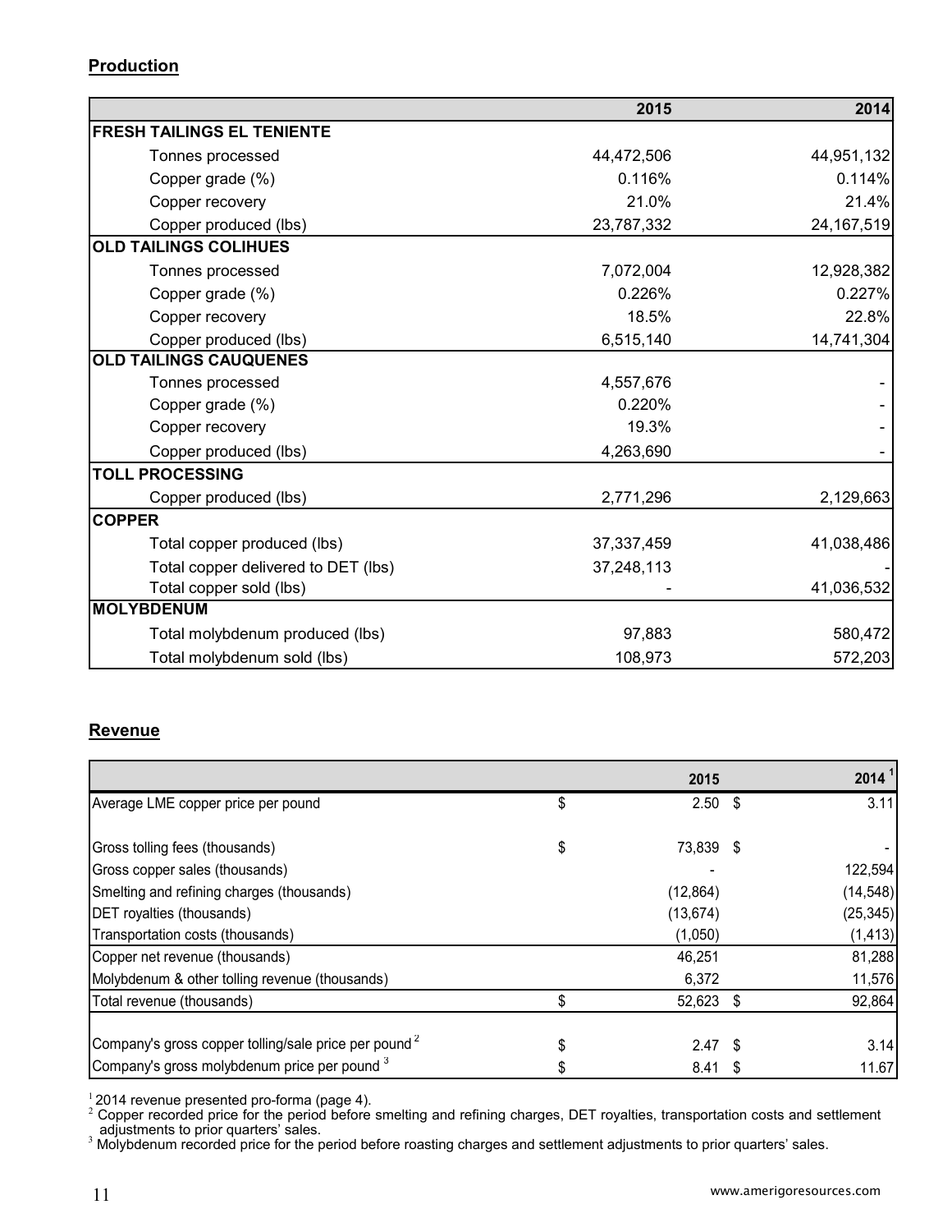**Production**

| | 2015 | 2014 |
|---|---|---|
| **FRESH TAILINGS EL TENIENTE** | | |
| Tonnes processed | 44,472,506 | 44,951,132 |
| Copper grade (%) | 0.116% | 0.114% |
| Copper recovery | 21.0% | 21.4% |
| Copper produced (lbs) | 23,787,332 | 24,167,519 |
| **OLD TAILINGS COLIHUES** | | |
| Tonnes processed | 7,072,004 | 12,928,382 |
| Copper grade (%) | 0.226% | 0.227% |
| Copper recovery | 18.5% | 22.8% |
| Copper produced (lbs) | 6,515,140 | 14,741,304 |
| **OLD TAILINGS CAUQUENES** | | |
| Tonnes processed | 4,557,676 | - |
| Copper grade (%) | 0.220% | - |
| Copper recovery | 19.3% | - |
| Copper produced (lbs) | 4,263,690 | - |
| **TOLL PROCESSING** | | |
| Copper produced (lbs) | 2,771,296 | 2,129,663 |
| **COPPER** | | |
| Total copper produced (lbs) | 37,337,459 | 41,038,486 |
| Total copper delivered to DET (lbs) | 37,248,113 | - |
| Total copper sold (lbs) | - | 41,036,532 |
| **MOLYBDENUM** | | |
| Total molybdenum produced (lbs) | 97,883 | 580,472 |
| Total molybdenum sold (lbs) | 108,973 | 572,203 |

**Revenue**

| | 2015 | 2014 [1] |
|---|---|---|
| Average LME copper price per pound | $ 2.50 | $ 3.11 |
| | | |
| Gross tolling fees (thousands) | $ 73,839 | $ - |
| Gross copper sales (thousands) | - | 122,594 |
| Smelting and refining charges (thousands) | (12,864) | (14,548) |
| DET royalties (thousands) | (13,674) | (25,345) |
| Transportation costs (thousands) | (1,050) | (1,413) |
| Copper net revenue (thousands) | 46,251 | 81,288 |
| Molybdenum & other tolling revenue (thousands) | 6,372 | 11,576 |
| Total revenue (thousands) | $ 52,623 | $ 92,864 |
| | | |
| Company's gross copper tolling/sale price per pound [2] | $ 2.47 | $ 3.14 |
| Company's gross molybdenum price per pound [3] | $ 8.41 | $ 11.67 |

[1] 2014 revenue presented pro-forma (page 4).

[2] Copper recorded price for the period before smelting and refining charges, DET royalties, transportation costs and settlement adjustments to prior quarters' sales.

[3] Molybdenum recorded price for the period before roasting charges and settlement adjustments to prior quarters' sales.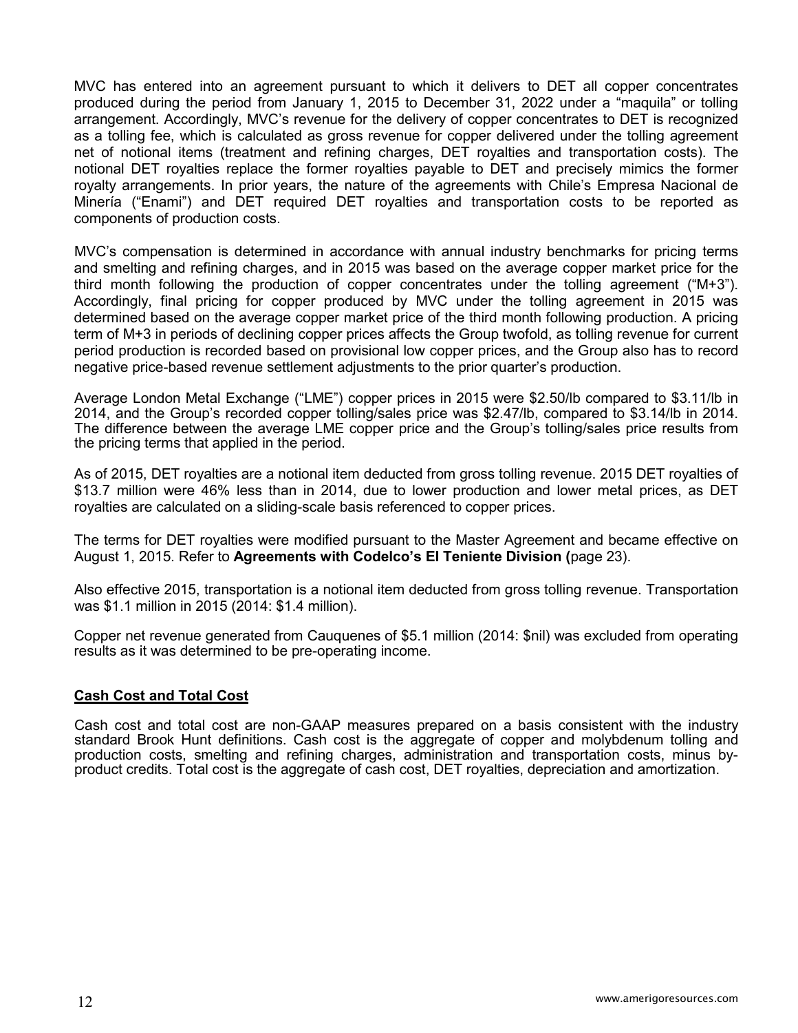MVC has entered into an agreement pursuant to which it delivers to DET all copper concentrates produced during the period from January 1, 2015 to December 31, 2022 under a "maquila" or tolling arrangement. Accordingly, MVC's revenue for the delivery of copper concentrates to DET is recognized as a tolling fee, which is calculated as gross revenue for copper delivered under the tolling agreement net of notional items (treatment and refining charges, DET royalties and transportation costs). The notional DET royalties replace the former royalties payable to DET and precisely mimics the former royalty arrangements. In prior years, the nature of the agreements with Chile's Empresa Nacional de Minería ("Enami") and DET required DET royalties and transportation costs to be reported as components of production costs.

MVC's compensation is determined in accordance with annual industry benchmarks for pricing terms and smelting and refining charges, and in 2015 was based on the average copper market price for the third month following the production of copper concentrates under the tolling agreement ("M+3"). Accordingly, final pricing for copper produced by MVC under the tolling agreement in 2015 was determined based on the average copper market price of the third month following production. A pricing term of M+3 in periods of declining copper prices affects the Group twofold, as tolling revenue for current period production is recorded based on provisional low copper prices, and the Group also has to record negative price-based revenue settlement adjustments to the prior quarter's production.

Average London Metal Exchange ("LME") copper prices in 2015 were $2.50/lb compared to $3.11/lb in 2014, and the Group's recorded copper tolling/sales price was $2.47/lb, compared to $3.14/lb in 2014. The difference between the average LME copper price and the Group's tolling/sales price results from the pricing terms that applied in the period.

As of 2015, DET royalties are a notional item deducted from gross tolling revenue. 2015 DET royalties of $13.7 million were 46% less than in 2014, due to lower production and lower metal prices, as DET royalties are calculated on a sliding-scale basis referenced to copper prices.

The terms for DET royalties were modified pursuant to the Master Agreement and became effective on August 1, 2015. Refer to **Agreements with Codelco's El Teniente Division (**page 23).

Also effective 2015, transportation is a notional item deducted from gross tolling revenue. Transportation was $1.1 million in 2015 (2014: $1.4 million).

Copper net revenue generated from Cauquenes of $5.1 million (2014: $nil) was excluded from operating results as it was determined to be pre-operating income.

## Cash Cost and Total Cost

Cash cost and total cost are non-GAAP measures prepared on a basis consistent with the industry standard Brook Hunt definitions. Cash cost is the aggregate of copper and molybdenum tolling and production costs, smelting and refining charges, administration and transportation costs, minus by-product credits. Total cost is the aggregate of cash cost, DET royalties, depreciation and amortization.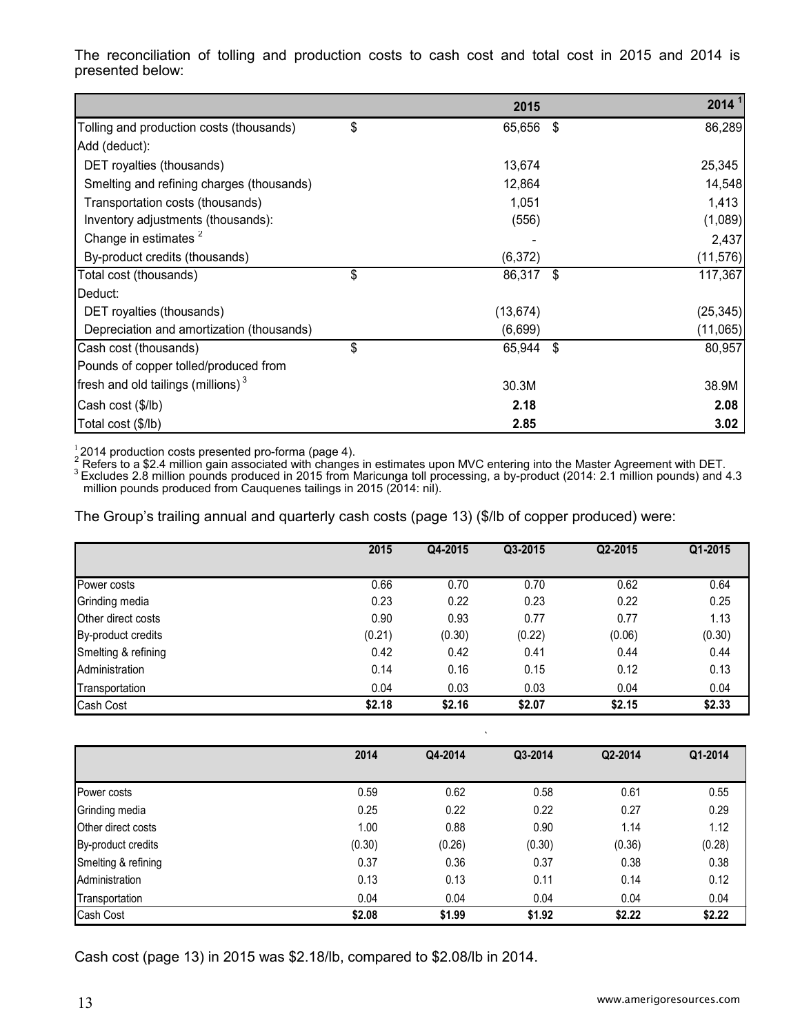The reconciliation of tolling and production costs to cash cost and total cost in 2015 and 2014 is presented below:

| | 2015 | 2014 [1] |
|---|---|---|
| Tolling and production costs (thousands) | $ 65,656 | $ 86,289 |
| Add (deduct): | | |
| DET royalties (thousands) | 13,674 | 25,345 |
| Smelting and refining charges (thousands) | 12,864 | 14,548 |
| Transportation costs (thousands) | 1,051 | 1,413 |
| Inventory adjustments (thousands): | (556) | (1,089) |
| Change in estimates [2] | - | 2,437 |
| By-product credits (thousands) | (6,372) | (11,576) |
| Total cost (thousands) | $ 86,317 | $ 117,367 |
| Deduct: | | |
| DET royalties (thousands) | (13,674) | (25,345) |
| Depreciation and amortization (thousands) | (6,699) | (11,065) |
| Cash cost (thousands) | $ 65,944 | $ 80,957 |
| Pounds of copper tolled/produced from fresh and old tailings (millions) [3] | 30.3M | 38.9M |
| Cash cost ($/lb) | **2.18** | **2.08** |
| Total cost ($/lb) | **2.85** | **3.02** |

[1] 2014 production costs presented pro-forma (page 4).
[2] Refers to a $2.4 million gain associated with changes in estimates upon MVC entering into the Master Agreement with DET.
[3] Excludes 2.8 million pounds produced in 2015 from Maricunga toll processing, a by-product (2014: 2.1 million pounds) and 4.3 million pounds produced from Cauquenes tailings in 2015 (2014: nil).

The Group's trailing annual and quarterly cash costs (page 13) ($/lb of copper produced) were:

| | 2015 | Q4-2015 | Q3-2015 | Q2-2015 | Q1-2015 |
|---|---|---|---|---|---|
| Power costs | 0.66 | 0.70 | 0.70 | 0.62 | 0.64 |
| Grinding media | 0.23 | 0.22 | 0.23 | 0.22 | 0.25 |
| Other direct costs | 0.90 | 0.93 | 0.77 | 0.77 | 1.13 |
| By-product credits | (0.21) | (0.30) | (0.22) | (0.06) | (0.30) |
| Smelting & refining | 0.42 | 0.42 | 0.41 | 0.44 | 0.44 |
| Administration | 0.14 | 0.16 | 0.15 | 0.12 | 0.13 |
| Transportation | 0.04 | 0.03 | 0.03 | 0.04 | 0.04 |
| Cash Cost | **$2.18** | **$2.16** | **$2.07** | **$2.15** | **$2.33** |

| | 2014 | Q4-2014 | Q3-2014 | Q2-2014 | Q1-2014 |
|---|---|---|---|---|---|
| Power costs | 0.59 | 0.62 | 0.58 | 0.61 | 0.55 |
| Grinding media | 0.25 | 0.22 | 0.22 | 0.27 | 0.29 |
| Other direct costs | 1.00 | 0.88 | 0.90 | 1.14 | 1.12 |
| By-product credits | (0.30) | (0.26) | (0.30) | (0.36) | (0.28) |
| Smelting & refining | 0.37 | 0.36 | 0.37 | 0.38 | 0.38 |
| Administration | 0.13 | 0.13 | 0.11 | 0.14 | 0.12 |
| Transportation | 0.04 | 0.04 | 0.04 | 0.04 | 0.04 |
| Cash Cost | **$2.08** | **$1.99** | **$1.92** | **$2.22** | **$2.22** |

Cash cost (page 13) in 2015 was $2.18/lb, compared to $2.08/lb in 2014.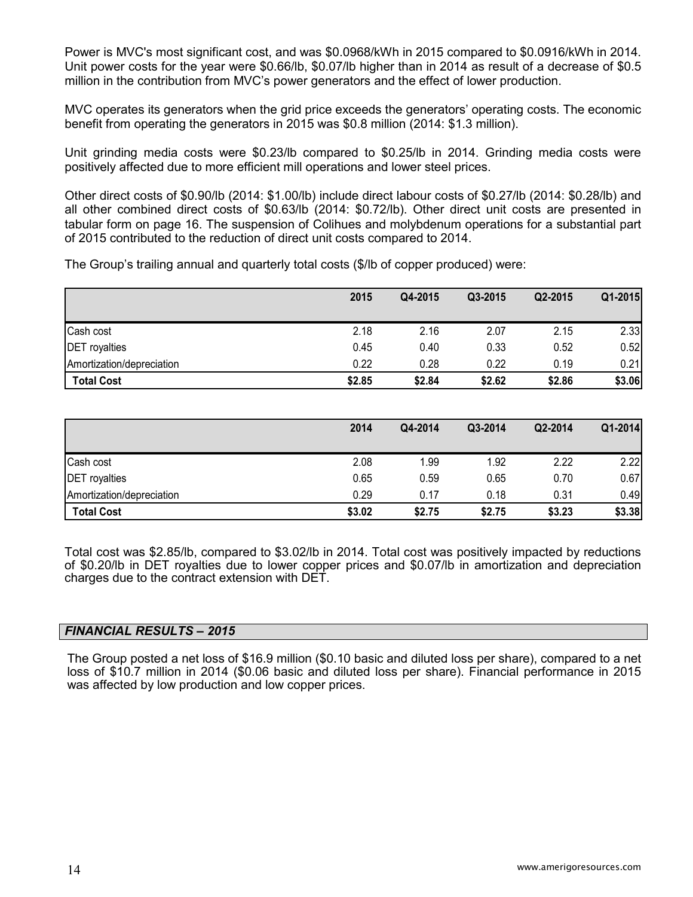Power is MVC's most significant cost, and was $0.0968/kWh in 2015 compared to $0.0916/kWh in 2014. Unit power costs for the year were $0.66/lb, $0.07/lb higher than in 2014 as result of a decrease of $0.5 million in the contribution from MVC's power generators and the effect of lower production.

MVC operates its generators when the grid price exceeds the generators' operating costs. The economic benefit from operating the generators in 2015 was $0.8 million (2014: $1.3 million).

Unit grinding media costs were $0.23/lb compared to $0.25/lb in 2014. Grinding media costs were positively affected due to more efficient mill operations and lower steel prices.

Other direct costs of $0.90/lb (2014: $1.00/lb) include direct labour costs of $0.27/lb (2014: $0.28/lb) and all other combined direct costs of $0.63/lb (2014: $0.72/lb). Other direct unit costs are presented in tabular form on page 16. The suspension of Colihues and molybdenum operations for a substantial part of 2015 contributed to the reduction of direct unit costs compared to 2014.

The Group's trailing annual and quarterly total costs ($/lb of copper produced) were:

| | 2015 | Q4-2015 | Q3-2015 | Q2-2015 | Q1-2015 |
|---|---|---|---|---|---|
| Cash cost | 2.18 | 2.16 | 2.07 | 2.15 | 2.33 |
| DET royalties | 0.45 | 0.40 | 0.33 | 0.52 | 0.52 |
| Amortization/depreciation | 0.22 | 0.28 | 0.22 | 0.19 | 0.21 |
| **Total Cost** | **$2.85** | **$2.84** | **$2.62** | **$2.86** | **$3.06** |

| | 2014 | Q4-2014 | Q3-2014 | Q2-2014 | Q1-2014 |
|---|---|---|---|---|---|
| Cash cost | 2.08 | 1.99 | 1.92 | 2.22 | 2.22 |
| DET royalties | 0.65 | 0.59 | 0.65 | 0.70 | 0.67 |
| Amortization/depreciation | 0.29 | 0.17 | 0.18 | 0.31 | 0.49 |
| **Total Cost** | **$3.02** | **$2.75** | **$2.75** | **$3.23** | **$3.38** |

Total cost was $2.85/lb, compared to $3.02/lb in 2014. Total cost was positively impacted by reductions of $0.20/lb in DET royalties due to lower copper prices and $0.07/lb in amortization and depreciation charges due to the contract extension with DET.

## *FINANCIAL RESULTS – 2015*

The Group posted a net loss of $16.9 million ($0.10 basic and diluted loss per share), compared to a net loss of $10.7 million in 2014 ($0.06 basic and diluted loss per share). Financial performance in 2015 was affected by low production and low copper prices.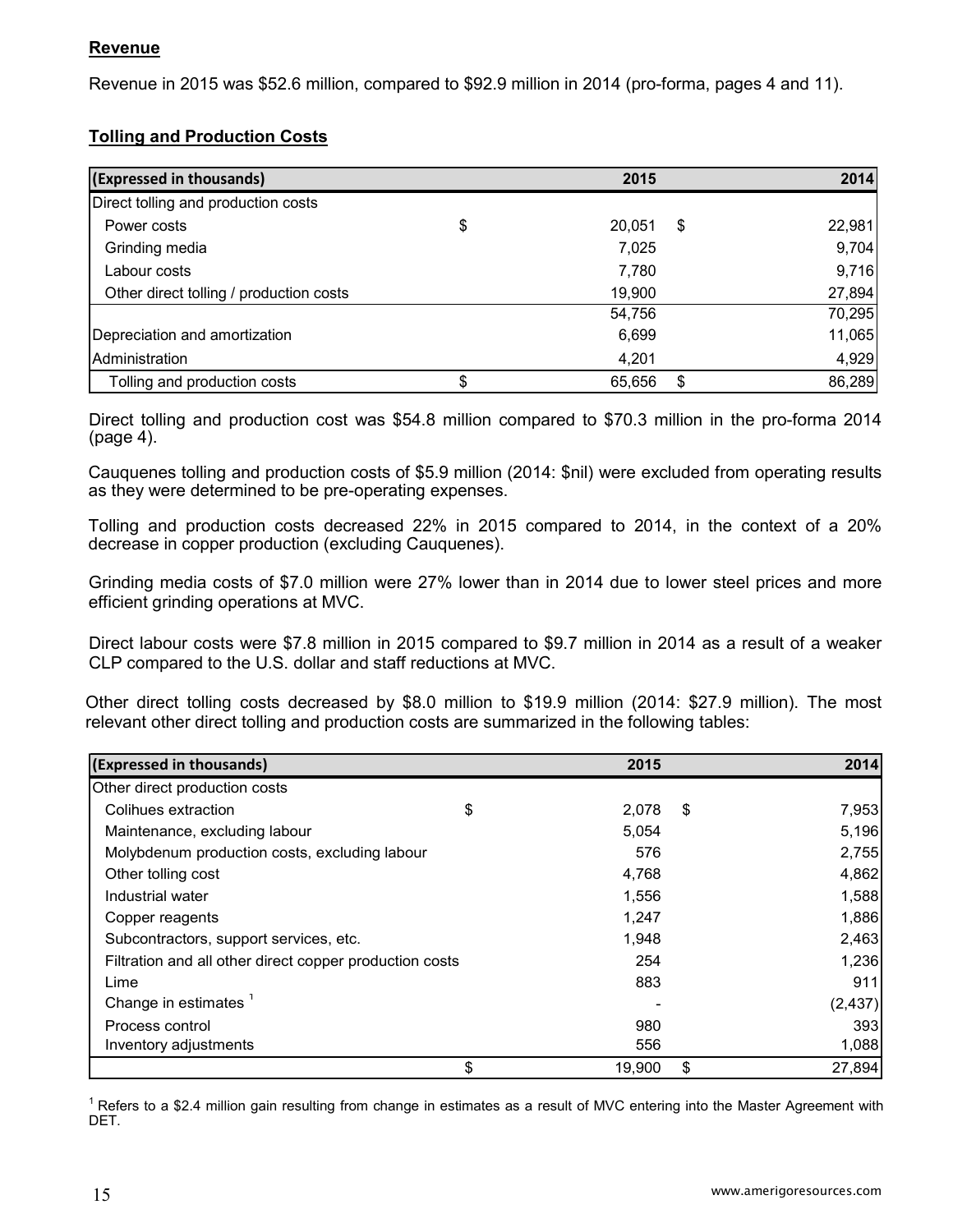**Revenue**

Revenue in 2015 was \$52.6 million, compared to \$92.9 million in 2014 (pro-forma, pages 4 and 11).

**Tolling and Production Costs**

| (Expressed in thousands) | | 2015 | | 2014 |
|---|---|---|---|---|
| Direct tolling and production costs | | | | |
| Power costs | $ | 20,051 | $ | 22,981 |
| Grinding media | | 7,025 | | 9,704 |
| Labour costs | | 7,780 | | 9,716 |
| Other direct tolling / production costs | | 19,900 | | 27,894 |
| | | 54,756 | | 70,295 |
| Depreciation and amortization | | 6,699 | | 11,065 |
| Administration | | 4,201 | | 4,929 |
| Tolling and production costs | $ | 65,656 | $ | 86,289 |

Direct tolling and production cost was \$54.8 million compared to \$70.3 million in the pro-forma 2014 (page 4).

Cauquenes tolling and production costs of \$5.9 million (2014: \$nil) were excluded from operating results as they were determined to be pre-operating expenses.

Tolling and production costs decreased 22% in 2015 compared to 2014, in the context of a 20% decrease in copper production (excluding Cauquenes).

Grinding media costs of \$7.0 million were 27% lower than in 2014 due to lower steel prices and more efficient grinding operations at MVC.

Direct labour costs were \$7.8 million in 2015 compared to \$9.7 million in 2014 as a result of a weaker CLP compared to the U.S. dollar and staff reductions at MVC.

Other direct tolling costs decreased by \$8.0 million to \$19.9 million (2014: \$27.9 million). The most relevant other direct tolling and production costs are summarized in the following tables:

| (Expressed in thousands) | | 2015 | | 2014 |
|---|---|---|---|---|
| Other direct production costs | | | | |
| Colihues extraction | $ | 2,078 | $ | 7,953 |
| Maintenance, excluding labour | | 5,054 | | 5,196 |
| Molybdenum production costs, excluding labour | | 576 | | 2,755 |
| Other tolling cost | | 4,768 | | 4,862 |
| Industrial water | | 1,556 | | 1,588 |
| Copper reagents | | 1,247 | | 1,886 |
| Subcontractors, support services, etc. | | 1,948 | | 2,463 |
| Filtration and all other direct copper production costs | | 254 | | 1,236 |
| Lime | | 883 | | 911 |
| Change in estimates [1] | | - | | (2,437) |
| Process control | | 980 | | 393 |
| Inventory adjustments | | 556 | | 1,088 |
| | $ | 19,900 | $ | 27,894 |

[1] Refers to a \$2.4 million gain resulting from change in estimates as a result of MVC entering into the Master Agreement with DET.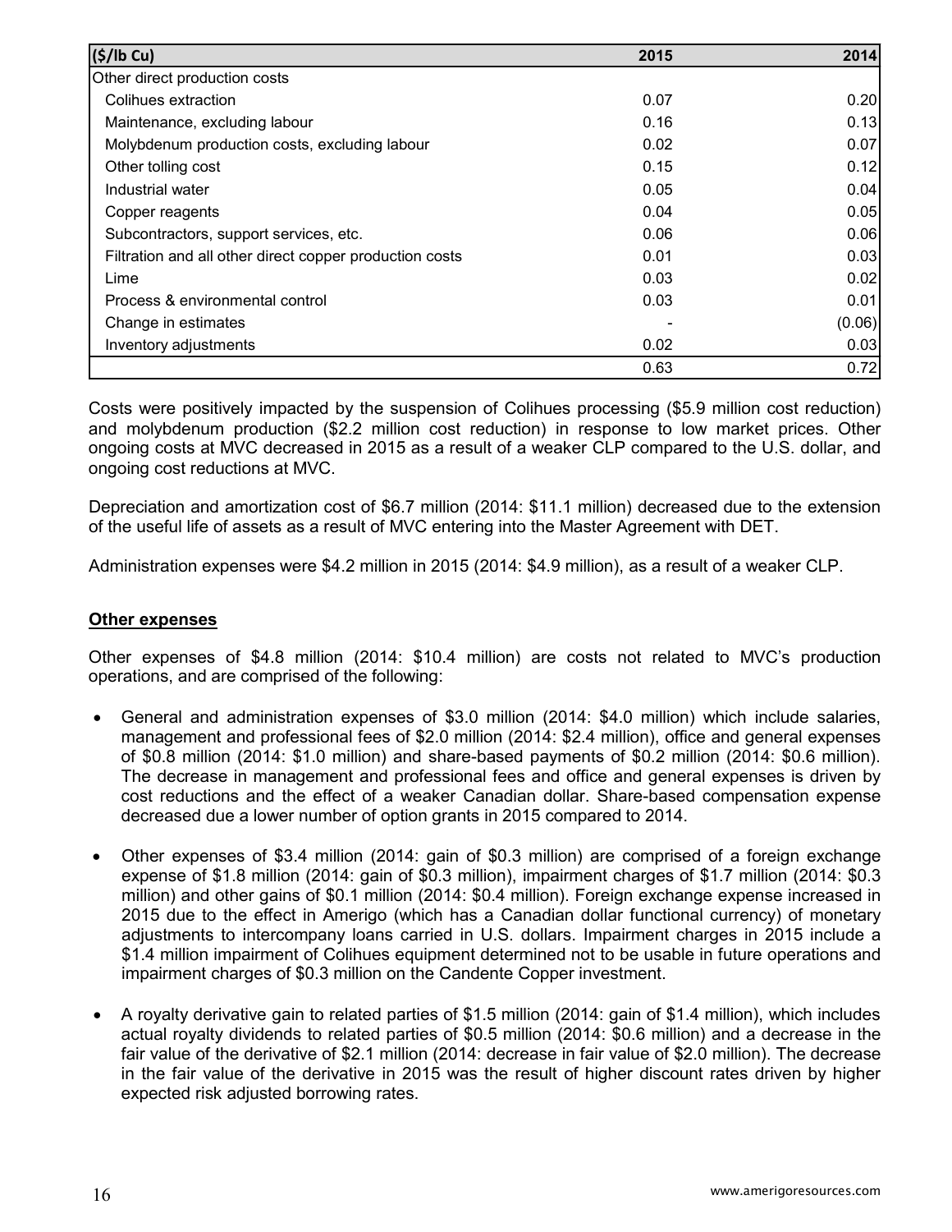| ($/lb Cu) | 2015 | 2014 |
|---|---|---|
| Other direct production costs | | |
| Colihues extraction | 0.07 | 0.20 |
| Maintenance, excluding labour | 0.16 | 0.13 |
| Molybdenum production costs, excluding labour | 0.02 | 0.07 |
| Other tolling cost | 0.15 | 0.12 |
| Industrial water | 0.05 | 0.04 |
| Copper reagents | 0.04 | 0.05 |
| Subcontractors, support services, etc. | 0.06 | 0.06 |
| Filtration and all other direct copper production costs | 0.01 | 0.03 |
| Lime | 0.03 | 0.02 |
| Process & environmental control | 0.03 | 0.01 |
| Change in estimates | - | (0.06) |
| Inventory adjustments | 0.02 | 0.03 |
| | 0.63 | 0.72 |

Costs were positively impacted by the suspension of Colihues processing ($5.9 million cost reduction) and molybdenum production ($2.2 million cost reduction) in response to low market prices. Other ongoing costs at MVC decreased in 2015 as a result of a weaker CLP compared to the U.S. dollar, and ongoing cost reductions at MVC.

Depreciation and amortization cost of $6.7 million (2014: $11.1 million) decreased due to the extension of the useful life of assets as a result of MVC entering into the Master Agreement with DET.

Administration expenses were $4.2 million in 2015 (2014: $4.9 million), as a result of a weaker CLP.

**Other expenses**

Other expenses of $4.8 million (2014: $10.4 million) are costs not related to MVC's production operations, and are comprised of the following:

- General and administration expenses of $3.0 million (2014: $4.0 million) which include salaries, management and professional fees of $2.0 million (2014: $2.4 million), office and general expenses of $0.8 million (2014: $1.0 million) and share-based payments of $0.2 million (2014: $0.6 million). The decrease in management and professional fees and office and general expenses is driven by cost reductions and the effect of a weaker Canadian dollar. Share-based compensation expense decreased due a lower number of option grants in 2015 compared to 2014.
- Other expenses of $3.4 million (2014: gain of $0.3 million) are comprised of a foreign exchange expense of $1.8 million (2014: gain of $0.3 million), impairment charges of $1.7 million (2014: $0.3 million) and other gains of $0.1 million (2014: $0.4 million). Foreign exchange expense increased in 2015 due to the effect in Amerigo (which has a Canadian dollar functional currency) of monetary adjustments to intercompany loans carried in U.S. dollars. Impairment charges in 2015 include a $1.4 million impairment of Colihues equipment determined not to be usable in future operations and impairment charges of $0.3 million on the Candente Copper investment.
- A royalty derivative gain to related parties of $1.5 million (2014: gain of $1.4 million), which includes actual royalty dividends to related parties of $0.5 million (2014: $0.6 million) and a decrease in the fair value of the derivative of $2.1 million (2014: decrease in fair value of $2.0 million). The decrease in the fair value of the derivative in 2015 was the result of higher discount rates driven by higher expected risk adjusted borrowing rates.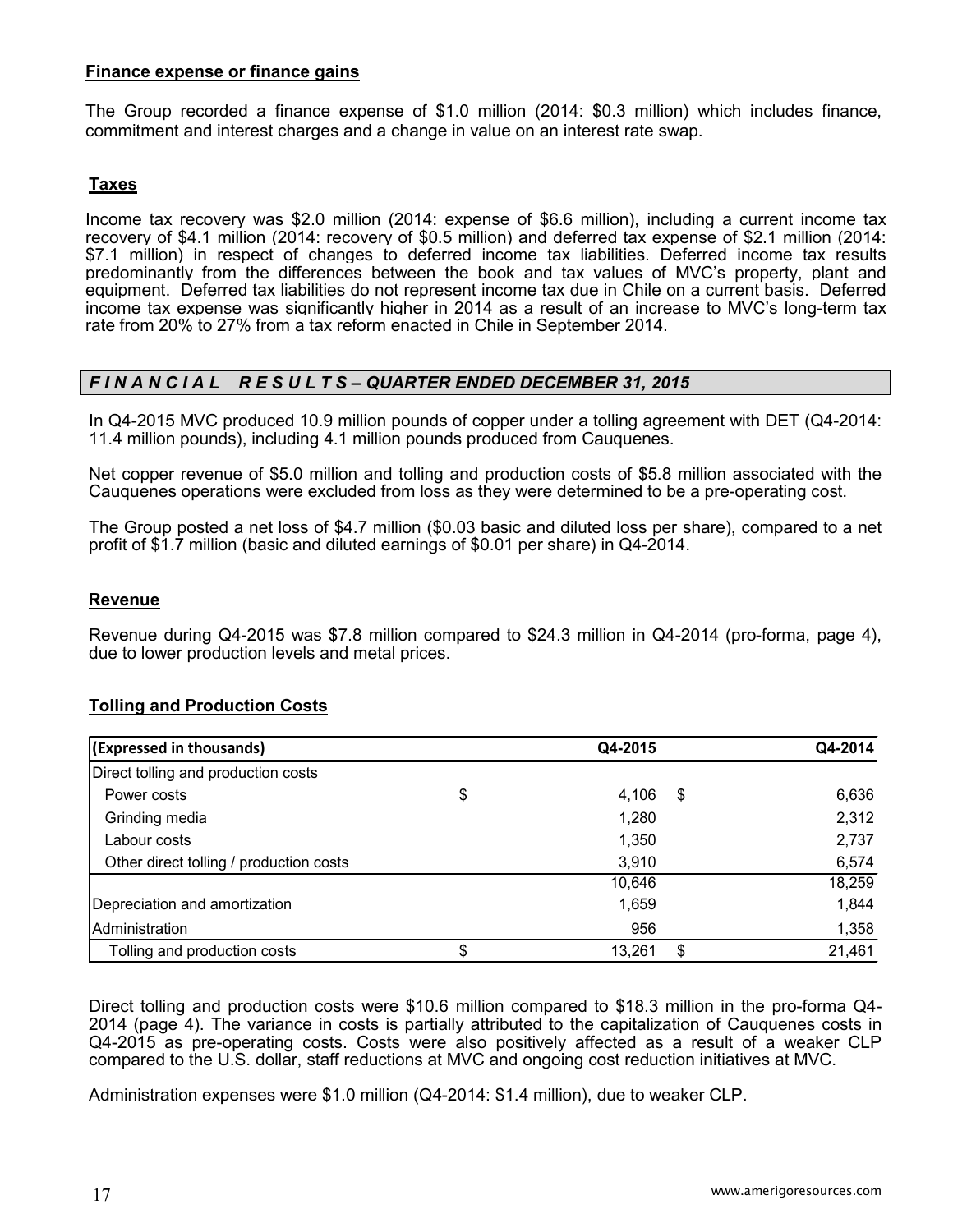## Finance expense or finance gains

The Group recorded a finance expense of $1.0 million (2014: $0.3 million) which includes finance, commitment and interest charges and a change in value on an interest rate swap.

## Taxes

Income tax recovery was $2.0 million (2014: expense of $6.6 million), including a current income tax recovery of $4.1 million (2014: recovery of $0.5 million) and deferred tax expense of $2.1 million (2014: $7.1 million) in respect of changes to deferred income tax liabilities. Deferred income tax results predominantly from the differences between the book and tax values of MVC's property, plant and equipment. Deferred tax liabilities do not represent income tax due in Chile on a current basis. Deferred income tax expense was significantly higher in 2014 as a result of an increase to MVC's long-term tax rate from 20% to 27% from a tax reform enacted in Chile in September 2014.

# *FINANCIAL RESULTS – QUARTER ENDED DECEMBER 31, 2015*

In Q4-2015 MVC produced 10.9 million pounds of copper under a tolling agreement with DET (Q4-2014: 11.4 million pounds), including 4.1 million pounds produced from Cauquenes.

Net copper revenue of $5.0 million and tolling and production costs of $5.8 million associated with the Cauquenes operations were excluded from loss as they were determined to be a pre-operating cost.

The Group posted a net loss of $4.7 million ($0.03 basic and diluted loss per share), compared to a net profit of $1.7 million (basic and diluted earnings of $0.01 per share) in Q4-2014.

## Revenue

Revenue during Q4-2015 was $7.8 million compared to $24.3 million in Q4-2014 (pro-forma, page 4), due to lower production levels and metal prices.

## Tolling and Production Costs

| (Expressed in thousands) | Q4-2015 | Q4-2014 |
|---|---|---|
| Direct tolling and production costs | | |
| Power costs | $ 4,106 | $ 6,636 |
| Grinding media | 1,280 | 2,312 |
| Labour costs | 1,350 | 2,737 |
| Other direct tolling / production costs | 3,910 | 6,574 |
| | 10,646 | 18,259 |
| Depreciation and amortization | 1,659 | 1,844 |
| Administration | 956 | 1,358 |
| Tolling and production costs | $ 13,261 | $ 21,461 |

Direct tolling and production costs were $10.6 million compared to $18.3 million in the pro-forma Q4-2014 (page 4). The variance in costs is partially attributed to the capitalization of Cauquenes costs in Q4-2015 as pre-operating costs. Costs were also positively affected as a result of a weaker CLP compared to the U.S. dollar, staff reductions at MVC and ongoing cost reduction initiatives at MVC.

Administration expenses were $1.0 million (Q4-2014: $1.4 million), due to weaker CLP.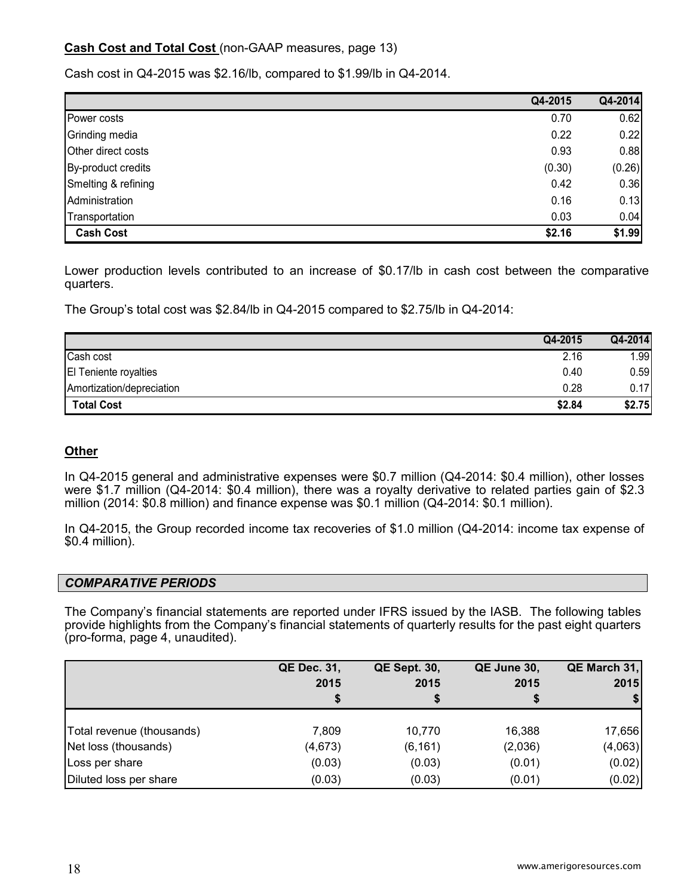**Cash Cost and Total Cost** (non-GAAP measures, page 13)

Cash cost in Q4-2015 was $2.16/lb, compared to $1.99/lb in Q4-2014.

| | Q4-2015 | Q4-2014 |
|---|---|---|
| Power costs | 0.70 | 0.62 |
| Grinding media | 0.22 | 0.22 |
| Other direct costs | 0.93 | 0.88 |
| By-product credits | (0.30) | (0.26) |
| Smelting & refining | 0.42 | 0.36 |
| Administration | 0.16 | 0.13 |
| Transportation | 0.03 | 0.04 |
| **Cash Cost** | **$2.16** | **$1.99** |

Lower production levels contributed to an increase of $0.17/lb in cash cost between the comparative quarters.

The Group's total cost was $2.84/lb in Q4-2015 compared to $2.75/lb in Q4-2014:

| | Q4-2015 | Q4-2014 |
|---|---|---|
| Cash cost | 2.16 | 1.99 |
| El Teniente royalties | 0.40 | 0.59 |
| Amortization/depreciation | 0.28 | 0.17 |
| **Total Cost** | **$2.84** | **$2.75** |

**Other**

In Q4-2015 general and administrative expenses were $0.7 million (Q4-2014: $0.4 million), other losses were $1.7 million (Q4-2014: $0.4 million), there was a royalty derivative to related parties gain of $2.3 million (2014: $0.8 million) and finance expense was $0.1 million (Q4-2014: $0.1 million).

In Q4-2015, the Group recorded income tax recoveries of $1.0 million (Q4-2014: income tax expense of $0.4 million).

## *COMPARATIVE PERIODS*

The Company's financial statements are reported under IFRS issued by the IASB. The following tables provide highlights from the Company's financial statements of quarterly results for the past eight quarters (pro-forma, page 4, unaudited).

| | QE Dec. 31, 2015 $ | QE Sept. 30, 2015 $ | QE June 30, 2015 $ | QE March 31, 2015 $ |
|---|---|---|---|---|
| Total revenue (thousands) | 7,809 | 10,770 | 16,388 | 17,656 |
| Net loss (thousands) | (4,673) | (6,161) | (2,036) | (4,063) |
| Loss per share | (0.03) | (0.03) | (0.01) | (0.02) |
| Diluted loss per share | (0.03) | (0.03) | (0.01) | (0.02) |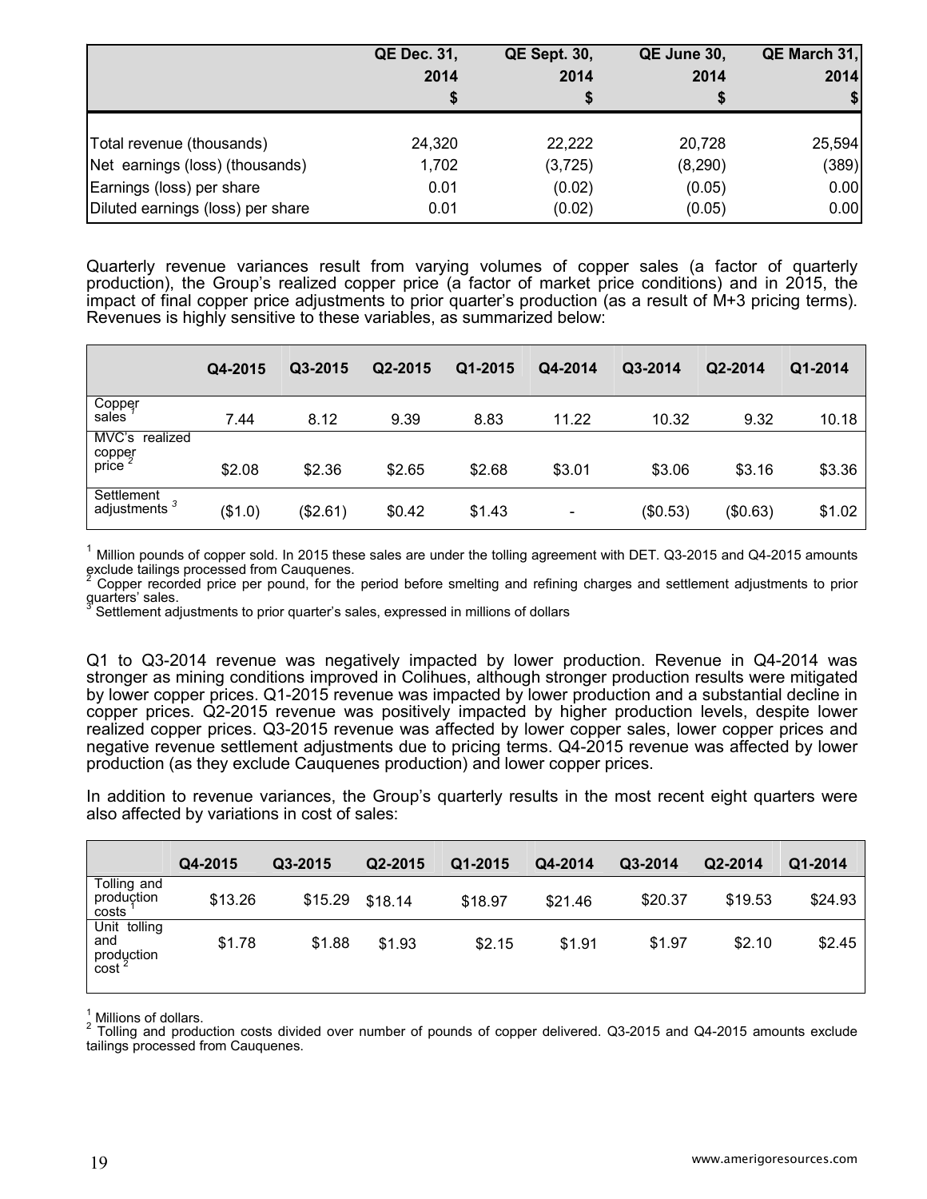| | QE Dec. 31, 2014 $ | QE Sept. 30, 2014 $ | QE June 30, 2014 $ | QE March 31, 2014 $ |
|---|---|---|---|---|
| Total revenue (thousands) | 24,320 | 22,222 | 20,728 | 25,594 |
| Net earnings (loss) (thousands) | 1,702 | (3,725) | (8,290) | (389) |
| Earnings (loss) per share | 0.01 | (0.02) | (0.05) | 0.00 |
| Diluted earnings (loss) per share | 0.01 | (0.02) | (0.05) | 0.00 |

Quarterly revenue variances result from varying volumes of copper sales (a factor of quarterly production), the Group's realized copper price (a factor of market price conditions) and in 2015, the impact of final copper price adjustments to prior quarter's production (as a result of M+3 pricing terms). Revenues is highly sensitive to these variables, as summarized below:

| | Q4-2015 | Q3-2015 | Q2-2015 | Q1-2015 | Q4-2014 | Q3-2014 | Q2-2014 | Q1-2014 |
|---|---|---|---|---|---|---|---|---|
| Copper sales [1] | 7.44 | 8.12 | 9.39 | 8.83 | 11.22 | 10.32 | 9.32 | 10.18 |
| MVC's realized copper price [2] | $2.08 | $2.36 | $2.65 | $2.68 | $3.01 | $3.06 | $3.16 | $3.36 |
| Settlement adjustments [3] | ($1.0) | ($2.61) | $0.42 | $1.43 | - | ($0.53) | ($0.63) | $1.02 |

[1] Million pounds of copper sold. In 2015 these sales are under the tolling agreement with DET. Q3-2015 and Q4-2015 amounts exclude tailings processed from Cauquenes.
[2] Copper recorded price per pound, for the period before smelting and refining charges and settlement adjustments to prior quarters' sales.
[3] Settlement adjustments to prior quarter's sales, expressed in millions of dollars

Q1 to Q3-2014 revenue was negatively impacted by lower production. Revenue in Q4-2014 was stronger as mining conditions improved in Colihues, although stronger production results were mitigated by lower copper prices. Q1-2015 revenue was impacted by lower production and a substantial decline in copper prices. Q2-2015 revenue was positively impacted by higher production levels, despite lower realized copper prices. Q3-2015 revenue was affected by lower copper sales, lower copper prices and negative revenue settlement adjustments due to pricing terms. Q4-2015 revenue was affected by lower production (as they exclude Cauquenes production) and lower copper prices.

In addition to revenue variances, the Group's quarterly results in the most recent eight quarters were also affected by variations in cost of sales:

| | Q4-2015 | Q3-2015 | Q2-2015 | Q1-2015 | Q4-2014 | Q3-2014 | Q2-2014 | Q1-2014 |
|---|---|---|---|---|---|---|---|---|
| Tolling and production costs [1] | $13.26 | $15.29 | $18.14 | $18.97 | $21.46 | $20.37 | $19.53 | $24.93 |
| Unit tolling and production cost [2] | $1.78 | $1.88 | $1.93 | $2.15 | $1.91 | $1.97 | $2.10 | $2.45 |

[1] Millions of dollars.
[2] Tolling and production costs divided over number of pounds of copper delivered. Q3-2015 and Q4-2015 amounts exclude tailings processed from Cauquenes.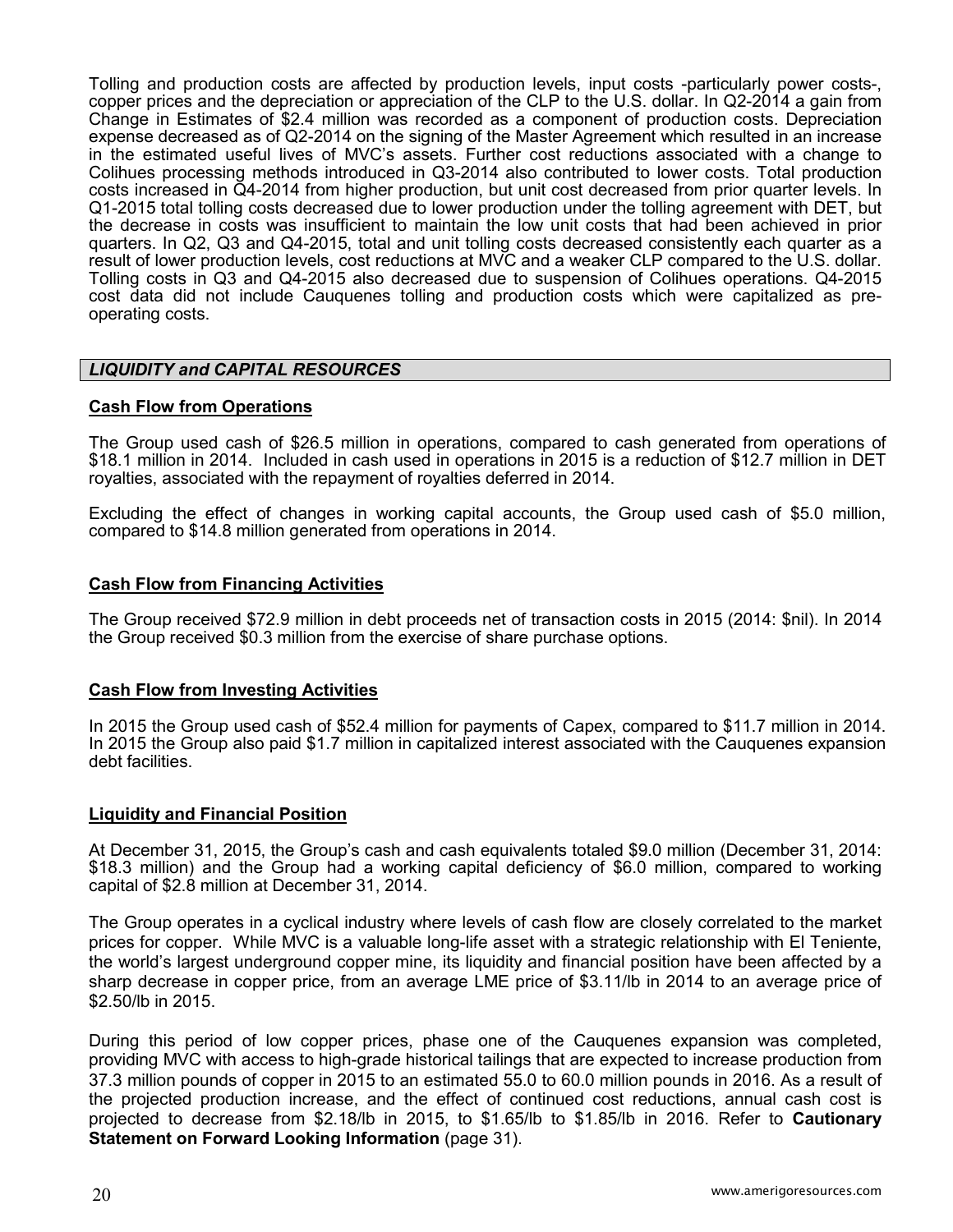Tolling and production costs are affected by production levels, input costs -particularly power costs-, copper prices and the depreciation or appreciation of the CLP to the U.S. dollar. In Q2-2014 a gain from Change in Estimates of $2.4 million was recorded as a component of production costs. Depreciation expense decreased as of Q2-2014 on the signing of the Master Agreement which resulted in an increase in the estimated useful lives of MVC's assets. Further cost reductions associated with a change to Colihues processing methods introduced in Q3-2014 also contributed to lower costs. Total production costs increased in Q4-2014 from higher production, but unit cost decreased from prior quarter levels. In Q1-2015 total tolling costs decreased due to lower production under the tolling agreement with DET, but the decrease in costs was insufficient to maintain the low unit costs that had been achieved in prior quarters. In Q2, Q3 and Q4-2015, total and unit tolling costs decreased consistently each quarter as a result of lower production levels, cost reductions at MVC and a weaker CLP compared to the U.S. dollar. Tolling costs in Q3 and Q4-2015 also decreased due to suspension of Colihues operations. Q4-2015 cost data did not include Cauquenes tolling and production costs which were capitalized as pre-operating costs.

## *LIQUIDITY and CAPITAL RESOURCES*

### Cash Flow from Operations

The Group used cash of $26.5 million in operations, compared to cash generated from operations of $18.1 million in 2014. Included in cash used in operations in 2015 is a reduction of $12.7 million in DET royalties, associated with the repayment of royalties deferred in 2014.

Excluding the effect of changes in working capital accounts, the Group used cash of $5.0 million, compared to $14.8 million generated from operations in 2014.

### Cash Flow from Financing Activities

The Group received $72.9 million in debt proceeds net of transaction costs in 2015 (2014: $nil). In 2014 the Group received $0.3 million from the exercise of share purchase options.

### Cash Flow from Investing Activities

In 2015 the Group used cash of $52.4 million for payments of Capex, compared to $11.7 million in 2014. In 2015 the Group also paid $1.7 million in capitalized interest associated with the Cauquenes expansion debt facilities.

### Liquidity and Financial Position

At December 31, 2015, the Group's cash and cash equivalents totaled $9.0 million (December 31, 2014: $18.3 million) and the Group had a working capital deficiency of $6.0 million, compared to working capital of $2.8 million at December 31, 2014.

The Group operates in a cyclical industry where levels of cash flow are closely correlated to the market prices for copper. While MVC is a valuable long-life asset with a strategic relationship with El Teniente, the world's largest underground copper mine, its liquidity and financial position have been affected by a sharp decrease in copper price, from an average LME price of $3.11/lb in 2014 to an average price of $2.50/lb in 2015.

During this period of low copper prices, phase one of the Cauquenes expansion was completed, providing MVC with access to high-grade historical tailings that are expected to increase production from 37.3 million pounds of copper in 2015 to an estimated 55.0 to 60.0 million pounds in 2016. As a result of the projected production increase, and the effect of continued cost reductions, annual cash cost is projected to decrease from $2.18/lb in 2015, to $1.65/lb to $1.85/lb in 2016. Refer to **Cautionary Statement on Forward Looking Information** (page 31).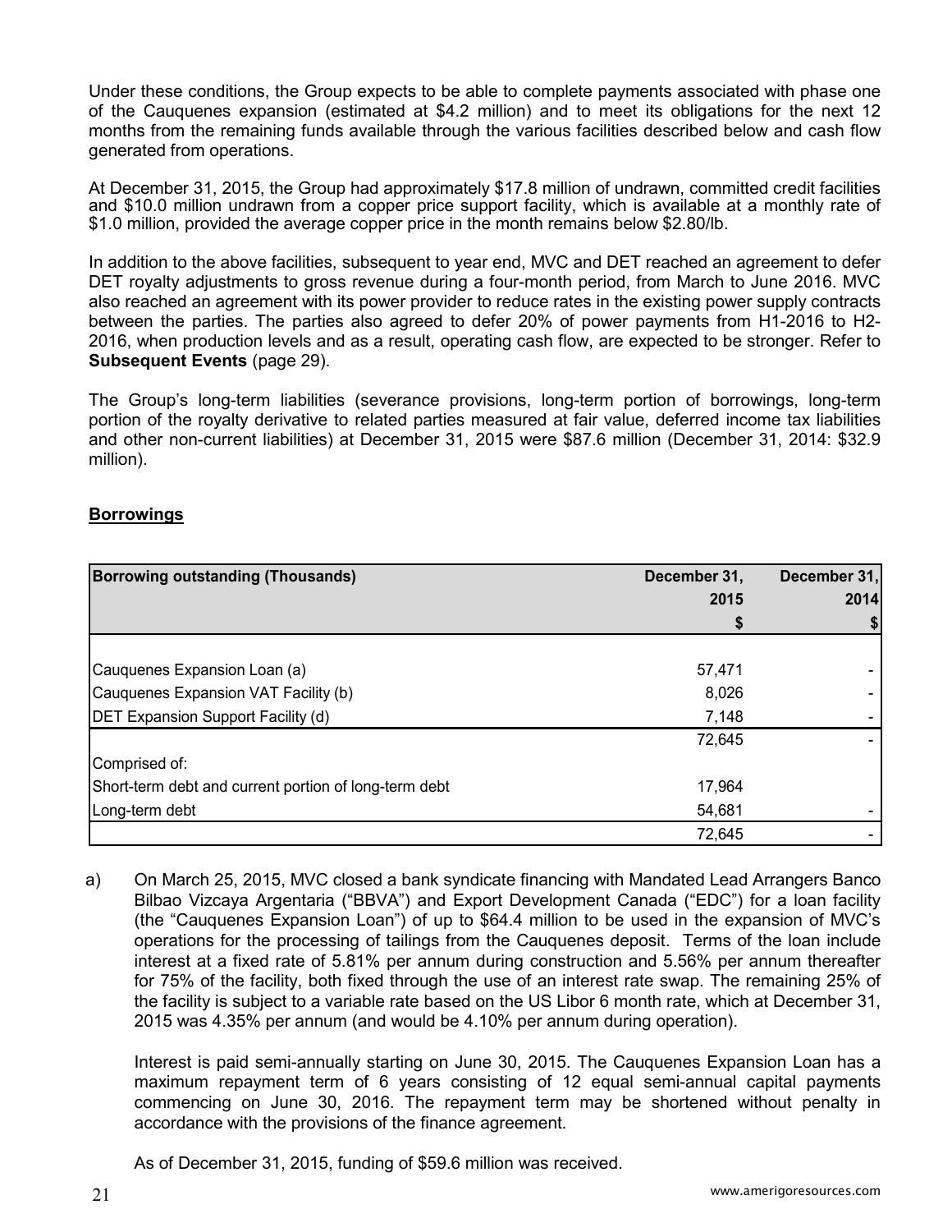Under these conditions, the Group expects to be able to complete payments associated with phase one of the Cauquenes expansion (estimated at $4.2 million) and to meet its obligations for the next 12 months from the remaining funds available through the various facilities described below and cash flow generated from operations.

At December 31, 2015, the Group had approximately $17.8 million of undrawn, committed credit facilities and $10.0 million undrawn from a copper price support facility, which is available at a monthly rate of $1.0 million, provided the average copper price in the month remains below $2.80/lb.

In addition to the above facilities, subsequent to year end, MVC and DET reached an agreement to defer DET royalty adjustments to gross revenue during a four-month period, from March to June 2016. MVC also reached an agreement with its power provider to reduce rates in the existing power supply contracts between the parties. The parties also agreed to defer 20% of power payments from H1-2016 to H2-2016, when production levels and as a result, operating cash flow, are expected to be stronger. Refer to **Subsequent Events** (page 29).

The Group's long-term liabilities (severance provisions, long-term portion of borrowings, long-term portion of the royalty derivative to related parties measured at fair value, deferred income tax liabilities and other non-current liabilities) at December 31, 2015 were $87.6 million (December 31, 2014: $32.9 million).

## Borrowings

| Borrowing outstanding (Thousands) | December 31, 2015 $ | December 31, 2014 $ |
|---|---|---|
| Cauquenes Expansion Loan (a) | 57,471 | - |
| Cauquenes Expansion VAT Facility (b) | 8,026 | - |
| DET Expansion Support Facility (d) | 7,148 | - |
| | 72,645 | - |
| Comprised of: | | |
| Short-term debt and current portion of long-term debt | 17,964 | |
| Long-term debt | 54,681 | - |
| | 72,645 | - |

a) On March 25, 2015, MVC closed a bank syndicate financing with Mandated Lead Arrangers Banco Bilbao Vizcaya Argentaria ("BBVA") and Export Development Canada ("EDC") for a loan facility (the "Cauquenes Expansion Loan") of up to $64.4 million to be used in the expansion of MVC's operations for the processing of tailings from the Cauquenes deposit. Terms of the loan include interest at a fixed rate of 5.81% per annum during construction and 5.56% per annum thereafter for 75% of the facility, both fixed through the use of an interest rate swap. The remaining 25% of the facility is subject to a variable rate based on the US Libor 6 month rate, which at December 31, 2015 was 4.35% per annum (and would be 4.10% per annum during operation).

   Interest is paid semi-annually starting on June 30, 2015. The Cauquenes Expansion Loan has a maximum repayment term of 6 years consisting of 12 equal semi-annual capital payments commencing on June 30, 2016. The repayment term may be shortened without penalty in accordance with the provisions of the finance agreement.

   As of December 31, 2015, funding of $59.6 million was received.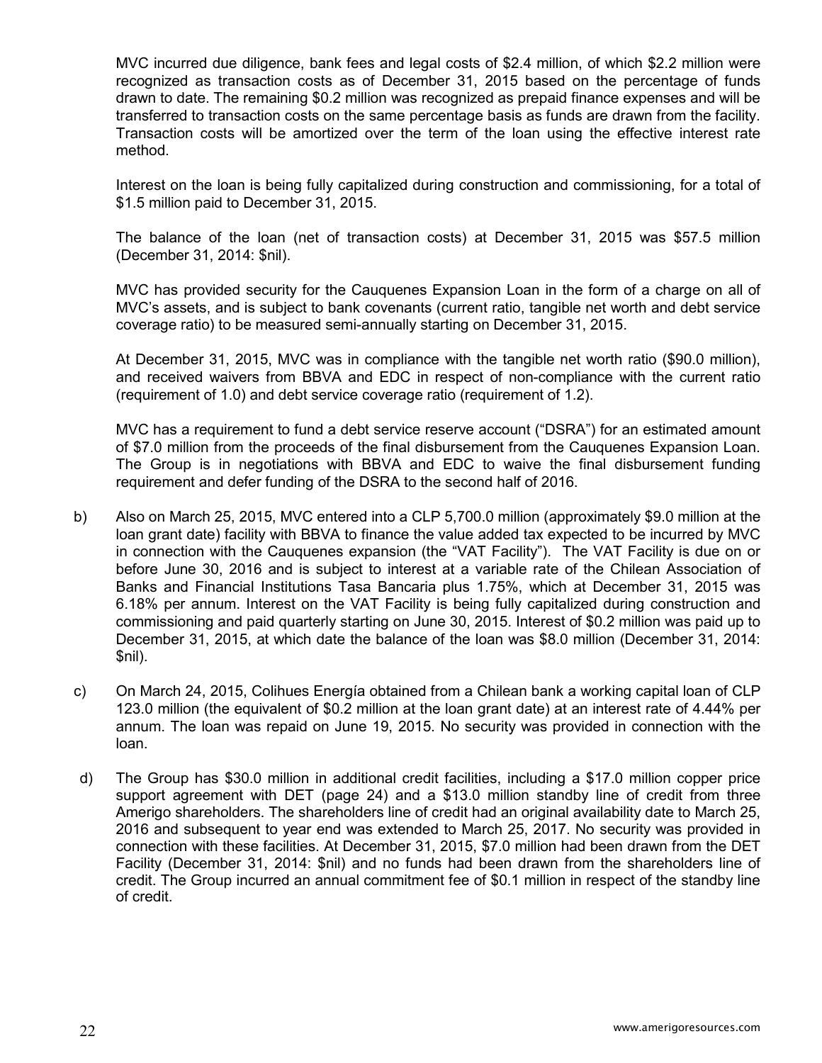MVC incurred due diligence, bank fees and legal costs of $2.4 million, of which $2.2 million were recognized as transaction costs as of December 31, 2015 based on the percentage of funds drawn to date. The remaining $0.2 million was recognized as prepaid finance expenses and will be transferred to transaction costs on the same percentage basis as funds are drawn from the facility. Transaction costs will be amortized over the term of the loan using the effective interest rate method.

Interest on the loan is being fully capitalized during construction and commissioning, for a total of $1.5 million paid to December 31, 2015.

The balance of the loan (net of transaction costs) at December 31, 2015 was $57.5 million (December 31, 2014: $nil).

MVC has provided security for the Cauquenes Expansion Loan in the form of a charge on all of MVC's assets, and is subject to bank covenants (current ratio, tangible net worth and debt service coverage ratio) to be measured semi-annually starting on December 31, 2015.

At December 31, 2015, MVC was in compliance with the tangible net worth ratio ($90.0 million), and received waivers from BBVA and EDC in respect of non-compliance with the current ratio (requirement of 1.0) and debt service coverage ratio (requirement of 1.2).

MVC has a requirement to fund a debt service reserve account ("DSRA") for an estimated amount of $7.0 million from the proceeds of the final disbursement from the Cauquenes Expansion Loan. The Group is in negotiations with BBVA and EDC to waive the final disbursement funding requirement and defer funding of the DSRA to the second half of 2016.

b) Also on March 25, 2015, MVC entered into a CLP 5,700.0 million (approximately $9.0 million at the loan grant date) facility with BBVA to finance the value added tax expected to be incurred by MVC in connection with the Cauquenes expansion (the "VAT Facility"). The VAT Facility is due on or before June 30, 2016 and is subject to interest at a variable rate of the Chilean Association of Banks and Financial Institutions Tasa Bancaria plus 1.75%, which at December 31, 2015 was 6.18% per annum. Interest on the VAT Facility is being fully capitalized during construction and commissioning and paid quarterly starting on June 30, 2015. Interest of $0.2 million was paid up to December 31, 2015, at which date the balance of the loan was $8.0 million (December 31, 2014: $nil).

c) On March 24, 2015, Colihues Energía obtained from a Chilean bank a working capital loan of CLP 123.0 million (the equivalent of $0.2 million at the loan grant date) at an interest rate of 4.44% per annum. The loan was repaid on June 19, 2015. No security was provided in connection with the loan.

d) The Group has $30.0 million in additional credit facilities, including a $17.0 million copper price support agreement with DET (page 24) and a $13.0 million standby line of credit from three Amerigo shareholders. The shareholders line of credit had an original availability date to March 25, 2016 and subsequent to year end was extended to March 25, 2017. No security was provided in connection with these facilities. At December 31, 2015, $7.0 million had been drawn from the DET Facility (December 31, 2014: $nil) and no funds had been drawn from the shareholders line of credit. The Group incurred an annual commitment fee of $0.1 million in respect of the standby line of credit.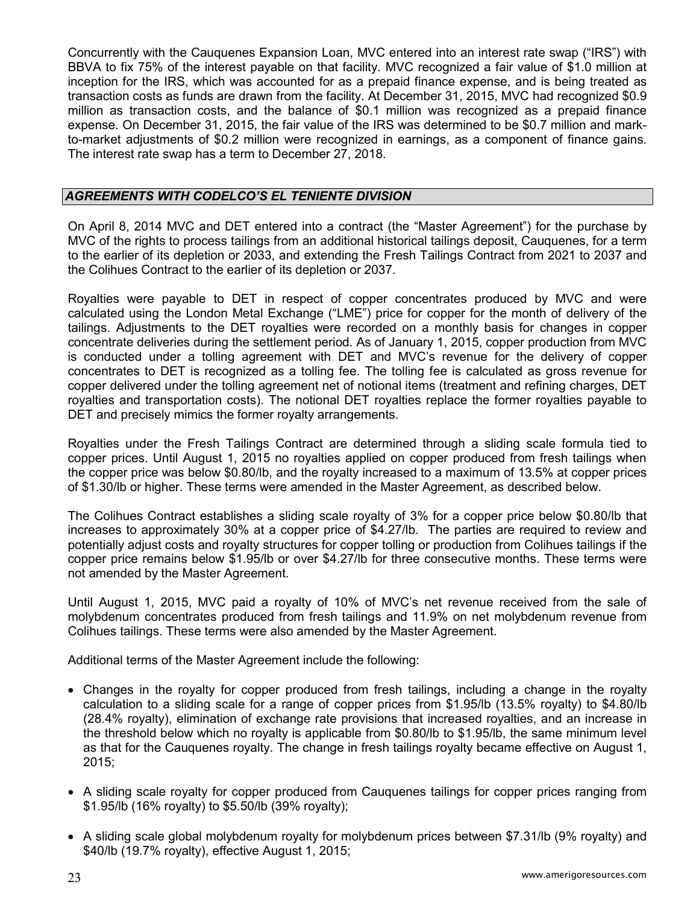Concurrently with the Cauquenes Expansion Loan, MVC entered into an interest rate swap ("IRS") with BBVA to fix 75% of the interest payable on that facility. MVC recognized a fair value of $1.0 million at inception for the IRS, which was accounted for as a prepaid finance expense, and is being treated as transaction costs as funds are drawn from the facility. At December 31, 2015, MVC had recognized $0.9 million as transaction costs, and the balance of $0.1 million was recognized as a prepaid finance expense. On December 31, 2015, the fair value of the IRS was determined to be $0.7 million and mark-to-market adjustments of $0.2 million were recognized in earnings, as a component of finance gains. The interest rate swap has a term to December 27, 2018.

## *AGREEMENTS WITH CODELCO'S EL TENIENTE DIVISION*

On April 8, 2014 MVC and DET entered into a contract (the "Master Agreement") for the purchase by MVC of the rights to process tailings from an additional historical tailings deposit, Cauquenes, for a term to the earlier of its depletion or 2033, and extending the Fresh Tailings Contract from 2021 to 2037 and the Colihues Contract to the earlier of its depletion or 2037.

Royalties were payable to DET in respect of copper concentrates produced by MVC and were calculated using the London Metal Exchange ("LME") price for copper for the month of delivery of the tailings. Adjustments to the DET royalties were recorded on a monthly basis for changes in copper concentrate deliveries during the settlement period. As of January 1, 2015, copper production from MVC is conducted under a tolling agreement with DET and MVC's revenue for the delivery of copper concentrates to DET is recognized as a tolling fee. The tolling fee is calculated as gross revenue for copper delivered under the tolling agreement net of notional items (treatment and refining charges, DET royalties and transportation costs). The notional DET royalties replace the former royalties payable to DET and precisely mimics the former royalty arrangements.

Royalties under the Fresh Tailings Contract are determined through a sliding scale formula tied to copper prices. Until August 1, 2015 no royalties applied on copper produced from fresh tailings when the copper price was below $0.80/lb, and the royalty increased to a maximum of 13.5% at copper prices of $1.30/lb or higher. These terms were amended in the Master Agreement, as described below.

The Colihues Contract establishes a sliding scale royalty of 3% for a copper price below $0.80/lb that increases to approximately 30% at a copper price of $4.27/lb. The parties are required to review and potentially adjust costs and royalty structures for copper tolling or production from Colihues tailings if the copper price remains below $1.95/lb or over $4.27/lb for three consecutive months. These terms were not amended by the Master Agreement.

Until August 1, 2015, MVC paid a royalty of 10% of MVC's net revenue received from the sale of molybdenum concentrates produced from fresh tailings and 11.9% on net molybdenum revenue from Colihues tailings. These terms were also amended by the Master Agreement.

Additional terms of the Master Agreement include the following:

- Changes in the royalty for copper produced from fresh tailings, including a change in the royalty calculation to a sliding scale for a range of copper prices from $1.95/lb (13.5% royalty) to $4.80/lb (28.4% royalty), elimination of exchange rate provisions that increased royalties, and an increase in the threshold below which no royalty is applicable from $0.80/lb to $1.95/lb, the same minimum level as that for the Cauquenes royalty. The change in fresh tailings royalty became effective on August 1, 2015;

- A sliding scale royalty for copper produced from Cauquenes tailings for copper prices ranging from $1.95/lb (16% royalty) to $5.50/lb (39% royalty);

- A sliding scale global molybdenum royalty for molybdenum prices between $7.31/lb (9% royalty) and $40/lb (19.7% royalty), effective August 1, 2015;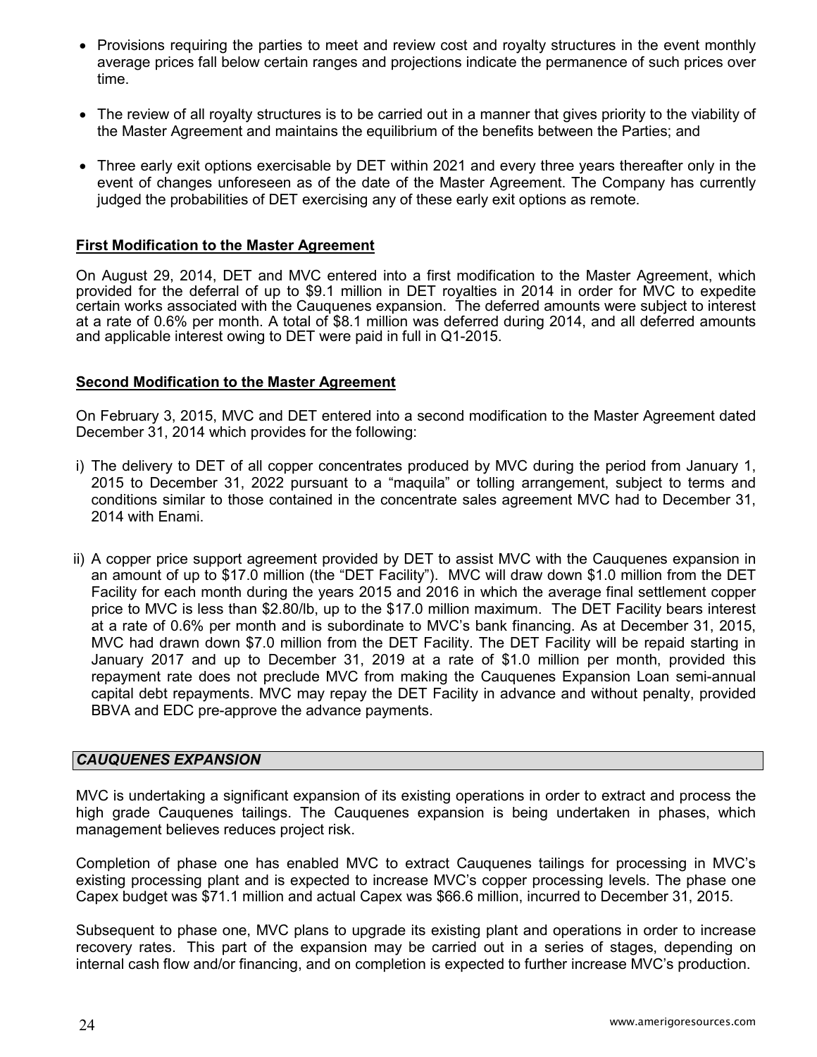- Provisions requiring the parties to meet and review cost and royalty structures in the event monthly average prices fall below certain ranges and projections indicate the permanence of such prices over time.

- The review of all royalty structures is to be carried out in a manner that gives priority to the viability of the Master Agreement and maintains the equilibrium of the benefits between the Parties; and

- Three early exit options exercisable by DET within 2021 and every three years thereafter only in the event of changes unforeseen as of the date of the Master Agreement. The Company has currently judged the probabilities of DET exercising any of these early exit options as remote.

**First Modification to the Master Agreement**

On August 29, 2014, DET and MVC entered into a first modification to the Master Agreement, which provided for the deferral of up to $9.1 million in DET royalties in 2014 in order for MVC to expedite certain works associated with the Cauquenes expansion. The deferred amounts were subject to interest at a rate of 0.6% per month. A total of $8.1 million was deferred during 2014, and all deferred amounts and applicable interest owing to DET were paid in full in Q1-2015.

**Second Modification to the Master Agreement**

On February 3, 2015, MVC and DET entered into a second modification to the Master Agreement dated December 31, 2014 which provides for the following:

i) The delivery to DET of all copper concentrates produced by MVC during the period from January 1, 2015 to December 31, 2022 pursuant to a “maquila” or tolling arrangement, subject to terms and conditions similar to those contained in the concentrate sales agreement MVC had to December 31, 2014 with Enami.

ii) A copper price support agreement provided by DET to assist MVC with the Cauquenes expansion in an amount of up to $17.0 million (the “DET Facility”). MVC will draw down $1.0 million from the DET Facility for each month during the years 2015 and 2016 in which the average final settlement copper price to MVC is less than $2.80/lb, up to the $17.0 million maximum. The DET Facility bears interest at a rate of 0.6% per month and is subordinate to MVC’s bank financing. As at December 31, 2015, MVC had drawn down $7.0 million from the DET Facility. The DET Facility will be repaid starting in January 2017 and up to December 31, 2019 at a rate of $1.0 million per month, provided this repayment rate does not preclude MVC from making the Cauquenes Expansion Loan semi-annual capital debt repayments. MVC may repay the DET Facility in advance and without penalty, provided BBVA and EDC pre-approve the advance payments.

## *CAUQUENES EXPANSION*

MVC is undertaking a significant expansion of its existing operations in order to extract and process the high grade Cauquenes tailings. The Cauquenes expansion is being undertaken in phases, which management believes reduces project risk.

Completion of phase one has enabled MVC to extract Cauquenes tailings for processing in MVC’s existing processing plant and is expected to increase MVC’s copper processing levels. The phase one Capex budget was $71.1 million and actual Capex was $66.6 million, incurred to December 31, 2015.

Subsequent to phase one, MVC plans to upgrade its existing plant and operations in order to increase recovery rates. This part of the expansion may be carried out in a series of stages, depending on internal cash flow and/or financing, and on completion is expected to further increase MVC’s production.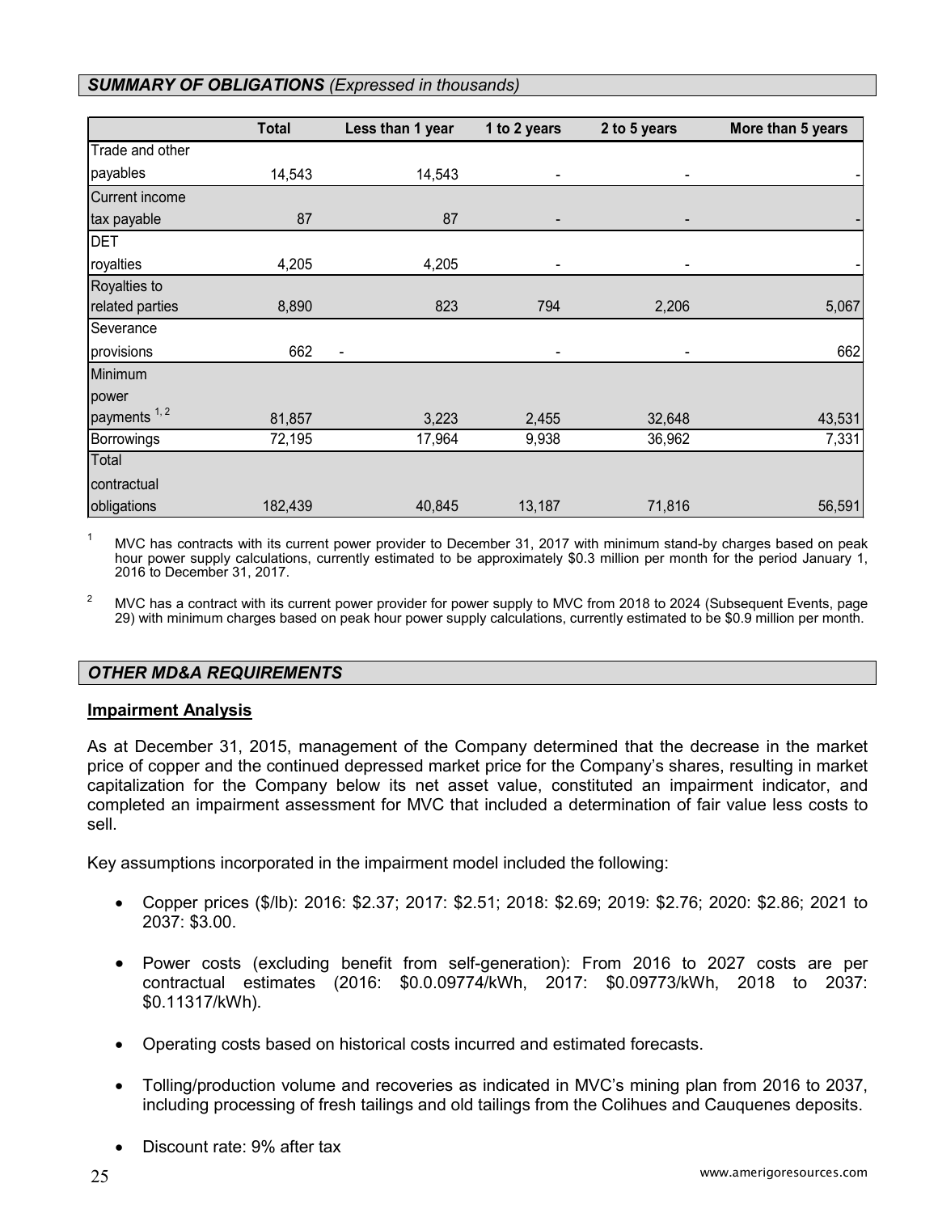## *SUMMARY OF OBLIGATIONS* *(Expressed in thousands)*

| | Total | Less than 1 year | 1 to 2 years | 2 to 5 years | More than 5 years |
|---|---|---|---|---|---|
| Trade and other payables | 14,543 | 14,543 | - | - | - |
| Current income tax payable | 87 | 87 | - | - | - |
| DET royalties | 4,205 | 4,205 | - | - | - |
| Royalties to related parties | 8,890 | 823 | 794 | 2,206 | 5,067 |
| Severance provisions | 662 | - | - | - | 662 |
| Minimum power payments [1, 2] | 81,857 | 3,223 | 2,455 | 32,648 | 43,531 |
| Borrowings | 72,195 | 17,964 | 9,938 | 36,962 | 7,331 |
| Total contractual obligations | 182,439 | 40,845 | 13,187 | 71,816 | 56,591 |

[1] MVC has contracts with its current power provider to December 31, 2017 with minimum stand-by charges based on peak hour power supply calculations, currently estimated to be approximately $0.3 million per month for the period January 1, 2016 to December 31, 2017.

[2] MVC has a contract with its current power provider for power supply to MVC from 2018 to 2024 (Subsequent Events, page 29) with minimum charges based on peak hour power supply calculations, currently estimated to be $0.9 million per month.

## *OTHER MD&A REQUIREMENTS*

### Impairment Analysis

As at December 31, 2015, management of the Company determined that the decrease in the market price of copper and the continued depressed market price for the Company's shares, resulting in market capitalization for the Company below its net asset value, constituted an impairment indicator, and completed an impairment assessment for MVC that included a determination of fair value less costs to sell.

Key assumptions incorporated in the impairment model included the following:

- Copper prices ($/lb): 2016: $2.37; 2017: $2.51; 2018: $2.69; 2019: $2.76; 2020: $2.86; 2021 to 2037: $3.00.
- Power costs (excluding benefit from self-generation): From 2016 to 2027 costs are per contractual estimates (2016: $0.0.09774/kWh, 2017: $0.09773/kWh, 2018 to 2037: $0.11317/kWh).
- Operating costs based on historical costs incurred and estimated forecasts.
- Tolling/production volume and recoveries as indicated in MVC's mining plan from 2016 to 2037, including processing of fresh tailings and old tailings from the Colihues and Cauquenes deposits.
- Discount rate: 9% after tax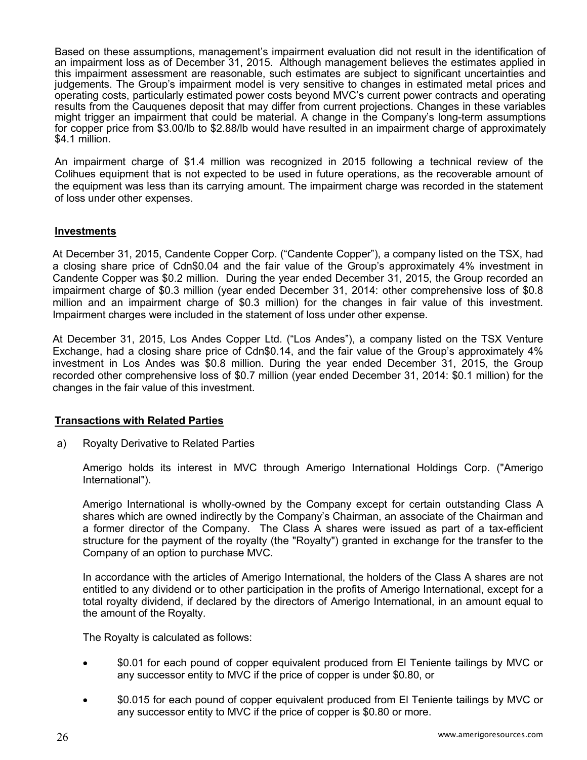Based on these assumptions, management's impairment evaluation did not result in the identification of an impairment loss as of December 31, 2015. Although management believes the estimates applied in this impairment assessment are reasonable, such estimates are subject to significant uncertainties and judgements. The Group's impairment model is very sensitive to changes in estimated metal prices and operating costs, particularly estimated power costs beyond MVC's current power contracts and operating results from the Cauquenes deposit that may differ from current projections. Changes in these variables might trigger an impairment that could be material. A change in the Company's long-term assumptions for copper price from \$3.00/lb to \$2.88/lb would have resulted in an impairment charge of approximately \$4.1 million.

An impairment charge of \$1.4 million was recognized in 2015 following a technical review of the Colihues equipment that is not expected to be used in future operations, as the recoverable amount of the equipment was less than its carrying amount. The impairment charge was recorded in the statement of loss under other expenses.

## Investments

At December 31, 2015, Candente Copper Corp. ("Candente Copper"), a company listed on the TSX, had a closing share price of Cdn\$0.04 and the fair value of the Group's approximately 4% investment in Candente Copper was \$0.2 million. During the year ended December 31, 2015, the Group recorded an impairment charge of \$0.3 million (year ended December 31, 2014: other comprehensive loss of \$0.8 million and an impairment charge of \$0.3 million) for the changes in fair value of this investment. Impairment charges were included in the statement of loss under other expense.

At December 31, 2015, Los Andes Copper Ltd. ("Los Andes"), a company listed on the TSX Venture Exchange, had a closing share price of Cdn\$0.14, and the fair value of the Group's approximately 4% investment in Los Andes was \$0.8 million. During the year ended December 31, 2015, the Group recorded other comprehensive loss of \$0.7 million (year ended December 31, 2014: \$0.1 million) for the changes in the fair value of this investment.

## Transactions with Related Parties

a) Royalty Derivative to Related Parties

Amerigo holds its interest in MVC through Amerigo International Holdings Corp. ("Amerigo International").

Amerigo International is wholly-owned by the Company except for certain outstanding Class A shares which are owned indirectly by the Company's Chairman, an associate of the Chairman and a former director of the Company. The Class A shares were issued as part of a tax-efficient structure for the payment of the royalty (the "Royalty") granted in exchange for the transfer to the Company of an option to purchase MVC.

In accordance with the articles of Amerigo International, the holders of the Class A shares are not entitled to any dividend or to other participation in the profits of Amerigo International, except for a total royalty dividend, if declared by the directors of Amerigo International, in an amount equal to the amount of the Royalty.

The Royalty is calculated as follows:

- \$0.01 for each pound of copper equivalent produced from El Teniente tailings by MVC or any successor entity to MVC if the price of copper is under \$0.80, or
- \$0.015 for each pound of copper equivalent produced from El Teniente tailings by MVC or any successor entity to MVC if the price of copper is \$0.80 or more.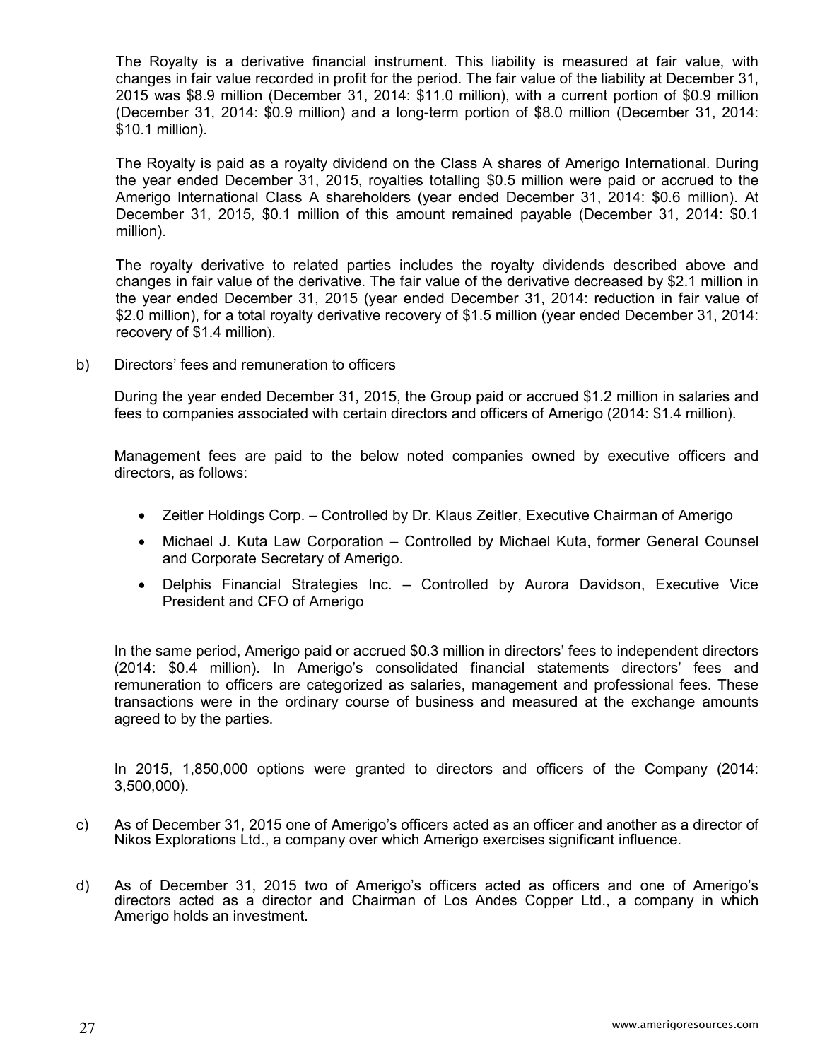The Royalty is a derivative financial instrument. This liability is measured at fair value, with changes in fair value recorded in profit for the period. The fair value of the liability at December 31, 2015 was $8.9 million (December 31, 2014: $11.0 million), with a current portion of $0.9 million (December 31, 2014: $0.9 million) and a long-term portion of $8.0 million (December 31, 2014: $10.1 million).

The Royalty is paid as a royalty dividend on the Class A shares of Amerigo International. During the year ended December 31, 2015, royalties totalling $0.5 million were paid or accrued to the Amerigo International Class A shareholders (year ended December 31, 2014: $0.6 million). At December 31, 2015, $0.1 million of this amount remained payable (December 31, 2014: $0.1 million).

The royalty derivative to related parties includes the royalty dividends described above and changes in fair value of the derivative. The fair value of the derivative decreased by $2.1 million in the year ended December 31, 2015 (year ended December 31, 2014: reduction in fair value of $2.0 million), for a total royalty derivative recovery of $1.5 million (year ended December 31, 2014: recovery of $1.4 million).

b) Directors' fees and remuneration to officers

During the year ended December 31, 2015, the Group paid or accrued $1.2 million in salaries and fees to companies associated with certain directors and officers of Amerigo (2014: $1.4 million).

Management fees are paid to the below noted companies owned by executive officers and directors, as follows:

- Zeitler Holdings Corp. – Controlled by Dr. Klaus Zeitler, Executive Chairman of Amerigo
- Michael J. Kuta Law Corporation – Controlled by Michael Kuta, former General Counsel and Corporate Secretary of Amerigo.
- Delphis Financial Strategies Inc. – Controlled by Aurora Davidson, Executive Vice President and CFO of Amerigo

In the same period, Amerigo paid or accrued $0.3 million in directors' fees to independent directors (2014: $0.4 million). In Amerigo's consolidated financial statements directors' fees and remuneration to officers are categorized as salaries, management and professional fees. These transactions were in the ordinary course of business and measured at the exchange amounts agreed to by the parties.

In 2015, 1,850,000 options were granted to directors and officers of the Company (2014: 3,500,000).

c) As of December 31, 2015 one of Amerigo's officers acted as an officer and another as a director of Nikos Explorations Ltd., a company over which Amerigo exercises significant influence.

d) As of December 31, 2015 two of Amerigo's officers acted as officers and one of Amerigo's directors acted as a director and Chairman of Los Andes Copper Ltd., a company in which Amerigo holds an investment.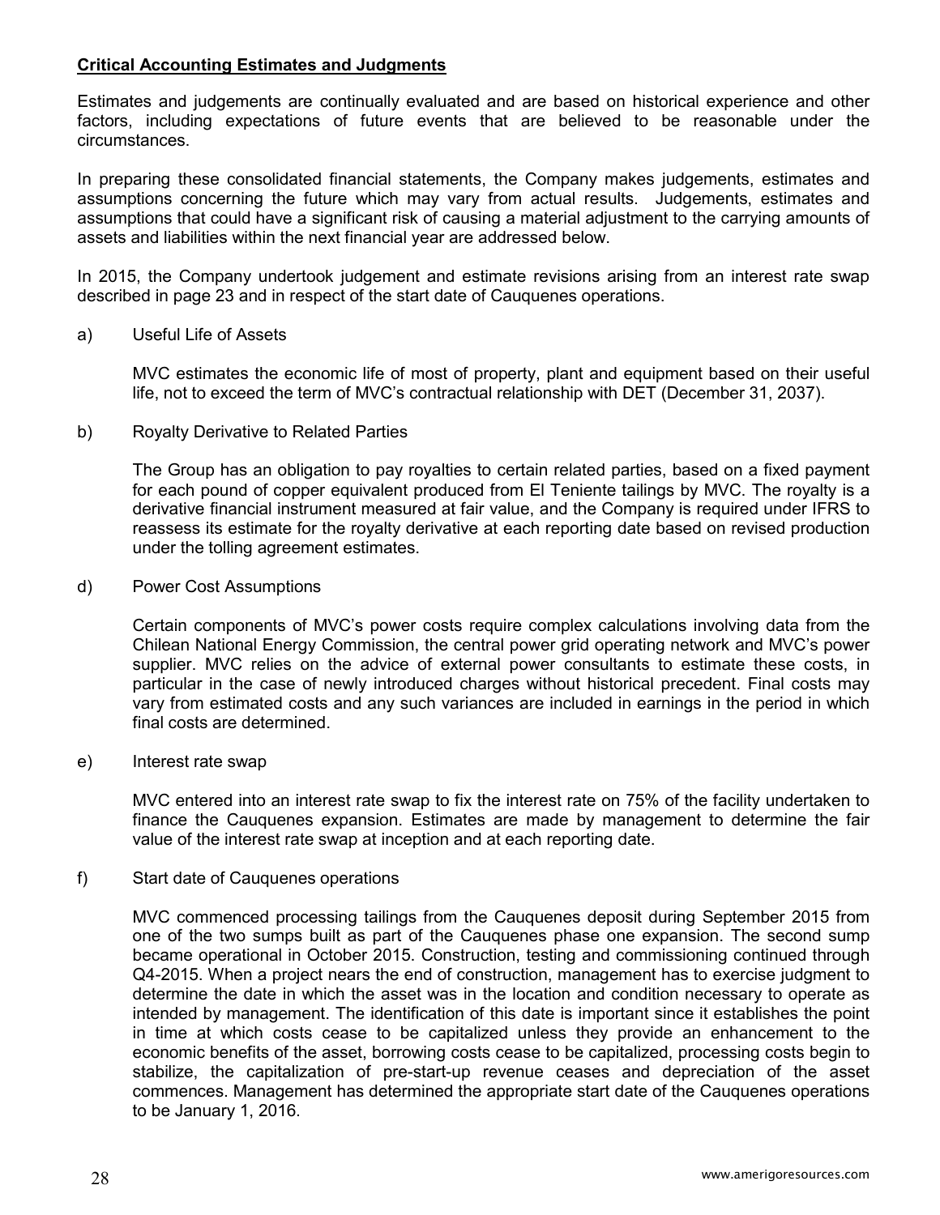**Critical Accounting Estimates and Judgments**

Estimates and judgements are continually evaluated and are based on historical experience and other factors, including expectations of future events that are believed to be reasonable under the circumstances.

In preparing these consolidated financial statements, the Company makes judgements, estimates and assumptions concerning the future which may vary from actual results. Judgements, estimates and assumptions that could have a significant risk of causing a material adjustment to the carrying amounts of assets and liabilities within the next financial year are addressed below.

In 2015, the Company undertook judgement and estimate revisions arising from an interest rate swap described in page 23 and in respect of the start date of Cauquenes operations.

a) Useful Life of Assets

MVC estimates the economic life of most of property, plant and equipment based on their useful life, not to exceed the term of MVC's contractual relationship with DET (December 31, 2037).

b) Royalty Derivative to Related Parties

The Group has an obligation to pay royalties to certain related parties, based on a fixed payment for each pound of copper equivalent produced from El Teniente tailings by MVC. The royalty is a derivative financial instrument measured at fair value, and the Company is required under IFRS to reassess its estimate for the royalty derivative at each reporting date based on revised production under the tolling agreement estimates.

d) Power Cost Assumptions

Certain components of MVC's power costs require complex calculations involving data from the Chilean National Energy Commission, the central power grid operating network and MVC's power supplier. MVC relies on the advice of external power consultants to estimate these costs, in particular in the case of newly introduced charges without historical precedent. Final costs may vary from estimated costs and any such variances are included in earnings in the period in which final costs are determined.

e) Interest rate swap

MVC entered into an interest rate swap to fix the interest rate on 75% of the facility undertaken to finance the Cauquenes expansion. Estimates are made by management to determine the fair value of the interest rate swap at inception and at each reporting date.

f) Start date of Cauquenes operations

MVC commenced processing tailings from the Cauquenes deposit during September 2015 from one of the two sumps built as part of the Cauquenes phase one expansion. The second sump became operational in October 2015. Construction, testing and commissioning continued through Q4-2015. When a project nears the end of construction, management has to exercise judgment to determine the date in which the asset was in the location and condition necessary to operate as intended by management. The identification of this date is important since it establishes the point in time at which costs cease to be capitalized unless they provide an enhancement to the economic benefits of the asset, borrowing costs cease to be capitalized, processing costs begin to stabilize, the capitalization of pre-start-up revenue ceases and depreciation of the asset commences. Management has determined the appropriate start date of the Cauquenes operations to be January 1, 2016.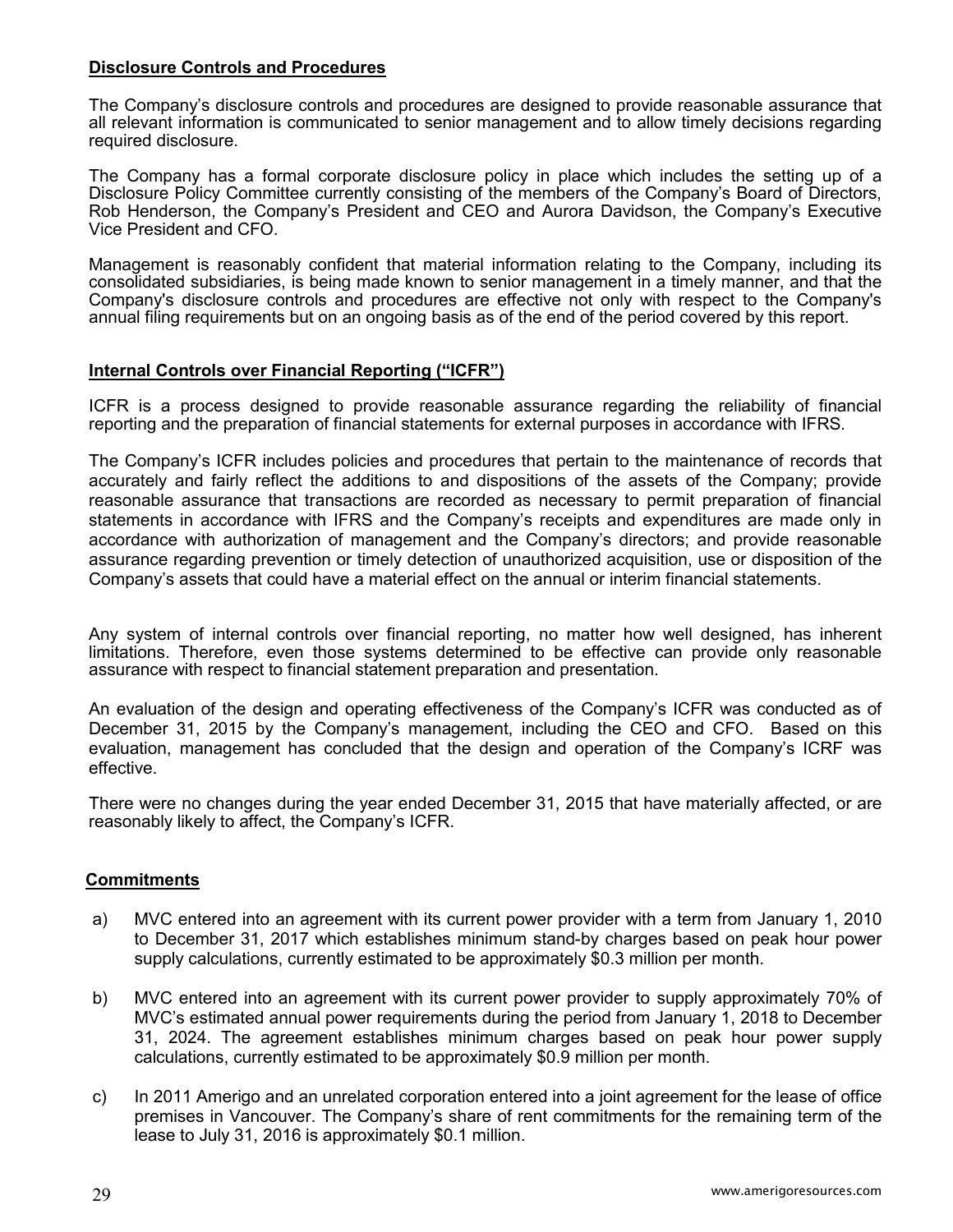## Disclosure Controls and Procedures

The Company's disclosure controls and procedures are designed to provide reasonable assurance that all relevant information is communicated to senior management and to allow timely decisions regarding required disclosure.

The Company has a formal corporate disclosure policy in place which includes the setting up of a Disclosure Policy Committee currently consisting of the members of the Company's Board of Directors, Rob Henderson, the Company's President and CEO and Aurora Davidson, the Company's Executive Vice President and CFO.

Management is reasonably confident that material information relating to the Company, including its consolidated subsidiaries, is being made known to senior management in a timely manner, and that the Company's disclosure controls and procedures are effective not only with respect to the Company's annual filing requirements but on an ongoing basis as of the end of the period covered by this report.

## Internal Controls over Financial Reporting ("ICFR")

ICFR is a process designed to provide reasonable assurance regarding the reliability of financial reporting and the preparation of financial statements for external purposes in accordance with IFRS.

The Company's ICFR includes policies and procedures that pertain to the maintenance of records that accurately and fairly reflect the additions to and dispositions of the assets of the Company; provide reasonable assurance that transactions are recorded as necessary to permit preparation of financial statements in accordance with IFRS and the Company's receipts and expenditures are made only in accordance with authorization of management and the Company's directors; and provide reasonable assurance regarding prevention or timely detection of unauthorized acquisition, use or disposition of the Company's assets that could have a material effect on the annual or interim financial statements.

Any system of internal controls over financial reporting, no matter how well designed, has inherent limitations. Therefore, even those systems determined to be effective can provide only reasonable assurance with respect to financial statement preparation and presentation.

An evaluation of the design and operating effectiveness of the Company's ICFR was conducted as of December 31, 2015 by the Company's management, including the CEO and CFO. Based on this evaluation, management has concluded that the design and operation of the Company's ICRF was effective.

There were no changes during the year ended December 31, 2015 that have materially affected, or are reasonably likely to affect, the Company's ICFR.

## Commitments

a) MVC entered into an agreement with its current power provider with a term from January 1, 2010 to December 31, 2017 which establishes minimum stand-by charges based on peak hour power supply calculations, currently estimated to be approximately $0.3 million per month.

b) MVC entered into an agreement with its current power provider to supply approximately 70% of MVC's estimated annual power requirements during the period from January 1, 2018 to December 31, 2024. The agreement establishes minimum charges based on peak hour power supply calculations, currently estimated to be approximately $0.9 million per month.

c) In 2011 Amerigo and an unrelated corporation entered into a joint agreement for the lease of office premises in Vancouver. The Company's share of rent commitments for the remaining term of the lease to July 31, 2016 is approximately $0.1 million.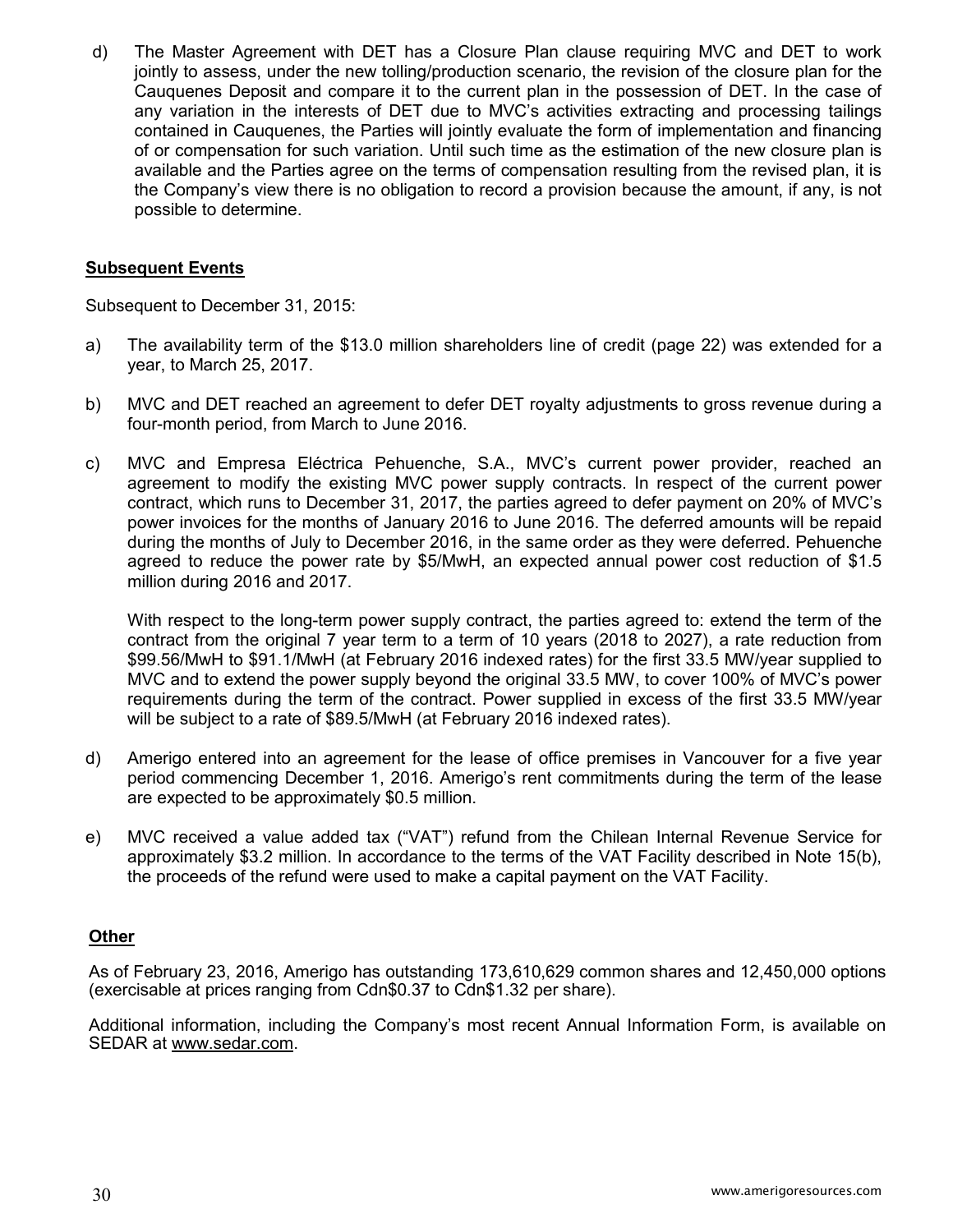d) The Master Agreement with DET has a Closure Plan clause requiring MVC and DET to work jointly to assess, under the new tolling/production scenario, the revision of the closure plan for the Cauquenes Deposit and compare it to the current plan in the possession of DET. In the case of any variation in the interests of DET due to MVC's activities extracting and processing tailings contained in Cauquenes, the Parties will jointly evaluate the form of implementation and financing of or compensation for such variation. Until such time as the estimation of the new closure plan is available and the Parties agree on the terms of compensation resulting from the revised plan, it is the Company's view there is no obligation to record a provision because the amount, if any, is not possible to determine.

## Subsequent Events

Subsequent to December 31, 2015:

a) The availability term of the $13.0 million shareholders line of credit (page 22) was extended for a year, to March 25, 2017.

b) MVC and DET reached an agreement to defer DET royalty adjustments to gross revenue during a four-month period, from March to June 2016.

c) MVC and Empresa Eléctrica Pehuenche, S.A., MVC's current power provider, reached an agreement to modify the existing MVC power supply contracts. In respect of the current power contract, which runs to December 31, 2017, the parties agreed to defer payment on 20% of MVC's power invoices for the months of January 2016 to June 2016. The deferred amounts will be repaid during the months of July to December 2016, in the same order as they were deferred. Pehuenche agreed to reduce the power rate by $5/MWh, an expected annual power cost reduction of $1.5 million during 2016 and 2017.

   With respect to the long-term power supply contract, the parties agreed to: extend the term of the contract from the original 7 year term to a term of 10 years (2018 to 2027), a rate reduction from $99.56/MWh to $91.1/MWh (at February 2016 indexed rates) for the first 33.5 MW/year supplied to MVC and to extend the power supply beyond the original 33.5 MW, to cover 100% of MVC's power requirements during the term of the contract. Power supplied in excess of the first 33.5 MW/year will be subject to a rate of $89.5/MWh (at February 2016 indexed rates).

d) Amerigo entered into an agreement for the lease of office premises in Vancouver for a five year period commencing December 1, 2016. Amerigo's rent commitments during the term of the lease are expected to be approximately $0.5 million.

e) MVC received a value added tax ("VAT") refund from the Chilean Internal Revenue Service for approximately $3.2 million. In accordance to the terms of the VAT Facility described in Note 15(b), the proceeds of the refund were used to make a capital payment on the VAT Facility.

## Other

As of February 23, 2016, Amerigo has outstanding 173,610,629 common shares and 12,450,000 options (exercisable at prices ranging from Cdn$0.37 to Cdn$1.32 per share).

Additional information, including the Company's most recent Annual Information Form, is available on SEDAR at www.sedar.com.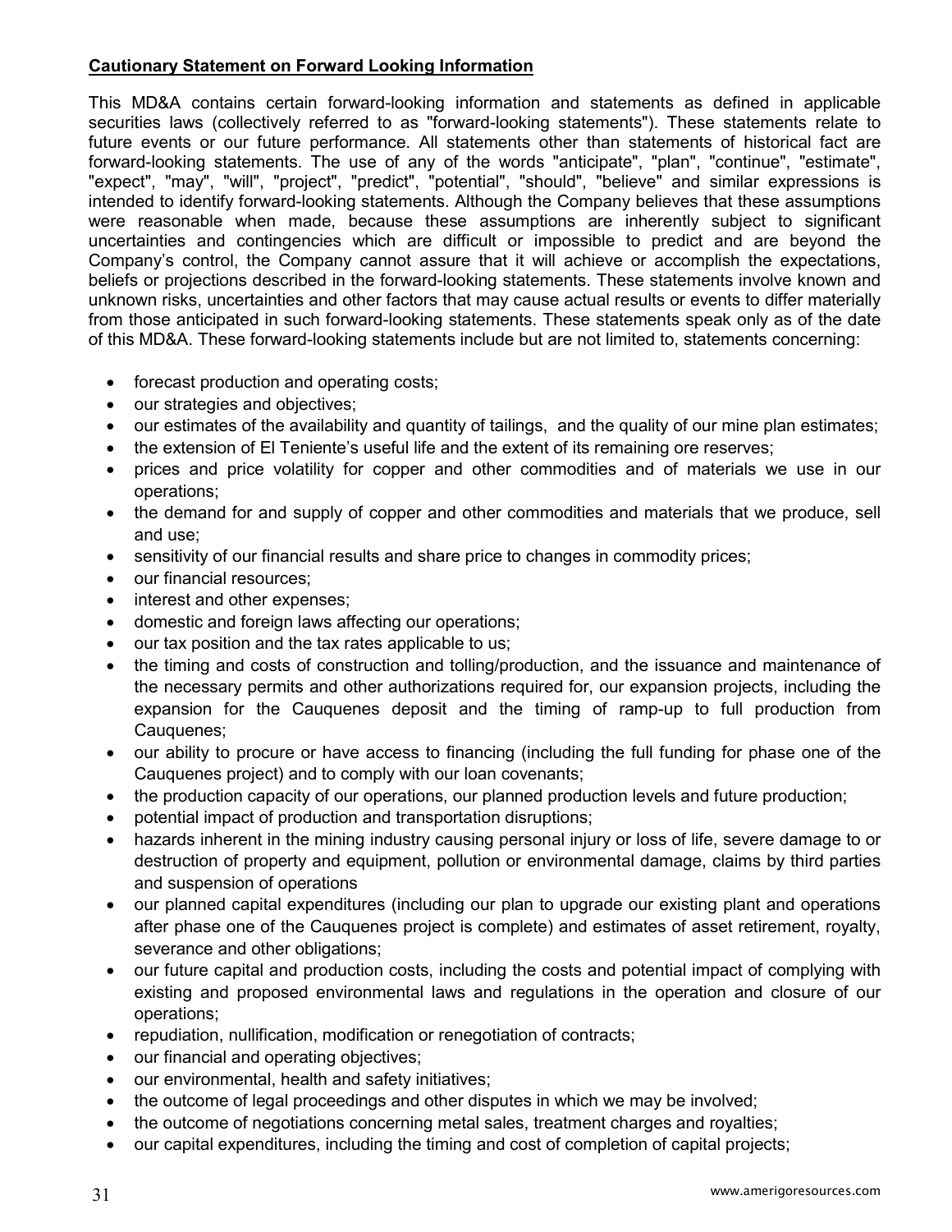**Cautionary Statement on Forward Looking Information**

This MD&A contains certain forward-looking information and statements as defined in applicable securities laws (collectively referred to as "forward-looking statements"). These statements relate to future events or our future performance. All statements other than statements of historical fact are forward-looking statements. The use of any of the words "anticipate", "plan", "continue", "estimate", "expect", "may", "will", "project", "predict", "potential", "should", "believe" and similar expressions is intended to identify forward-looking statements. Although the Company believes that these assumptions were reasonable when made, because these assumptions are inherently subject to significant uncertainties and contingencies which are difficult or impossible to predict and are beyond the Company's control, the Company cannot assure that it will achieve or accomplish the expectations, beliefs or projections described in the forward-looking statements. These statements involve known and unknown risks, uncertainties and other factors that may cause actual results or events to differ materially from those anticipated in such forward-looking statements. These statements speak only as of the date of this MD&A. These forward-looking statements include but are not limited to, statements concerning:

- forecast production and operating costs;
- our strategies and objectives;
- our estimates of the availability and quantity of tailings, and the quality of our mine plan estimates;
- the extension of El Teniente's useful life and the extent of its remaining ore reserves;
- prices and price volatility for copper and other commodities and of materials we use in our operations;
- the demand for and supply of copper and other commodities and materials that we produce, sell and use;
- sensitivity of our financial results and share price to changes in commodity prices;
- our financial resources;
- interest and other expenses;
- domestic and foreign laws affecting our operations;
- our tax position and the tax rates applicable to us;
- the timing and costs of construction and tolling/production, and the issuance and maintenance of the necessary permits and other authorizations required for, our expansion projects, including the expansion for the Cauquenes deposit and the timing of ramp-up to full production from Cauquenes;
- our ability to procure or have access to financing (including the full funding for phase one of the Cauquenes project) and to comply with our loan covenants;
- the production capacity of our operations, our planned production levels and future production;
- potential impact of production and transportation disruptions;
- hazards inherent in the mining industry causing personal injury or loss of life, severe damage to or destruction of property and equipment, pollution or environmental damage, claims by third parties and suspension of operations
- our planned capital expenditures (including our plan to upgrade our existing plant and operations after phase one of the Cauquenes project is complete) and estimates of asset retirement, royalty, severance and other obligations;
- our future capital and production costs, including the costs and potential impact of complying with existing and proposed environmental laws and regulations in the operation and closure of our operations;
- repudiation, nullification, modification or renegotiation of contracts;
- our financial and operating objectives;
- our environmental, health and safety initiatives;
- the outcome of legal proceedings and other disputes in which we may be involved;
- the outcome of negotiations concerning metal sales, treatment charges and royalties;
- our capital expenditures, including the timing and cost of completion of capital projects;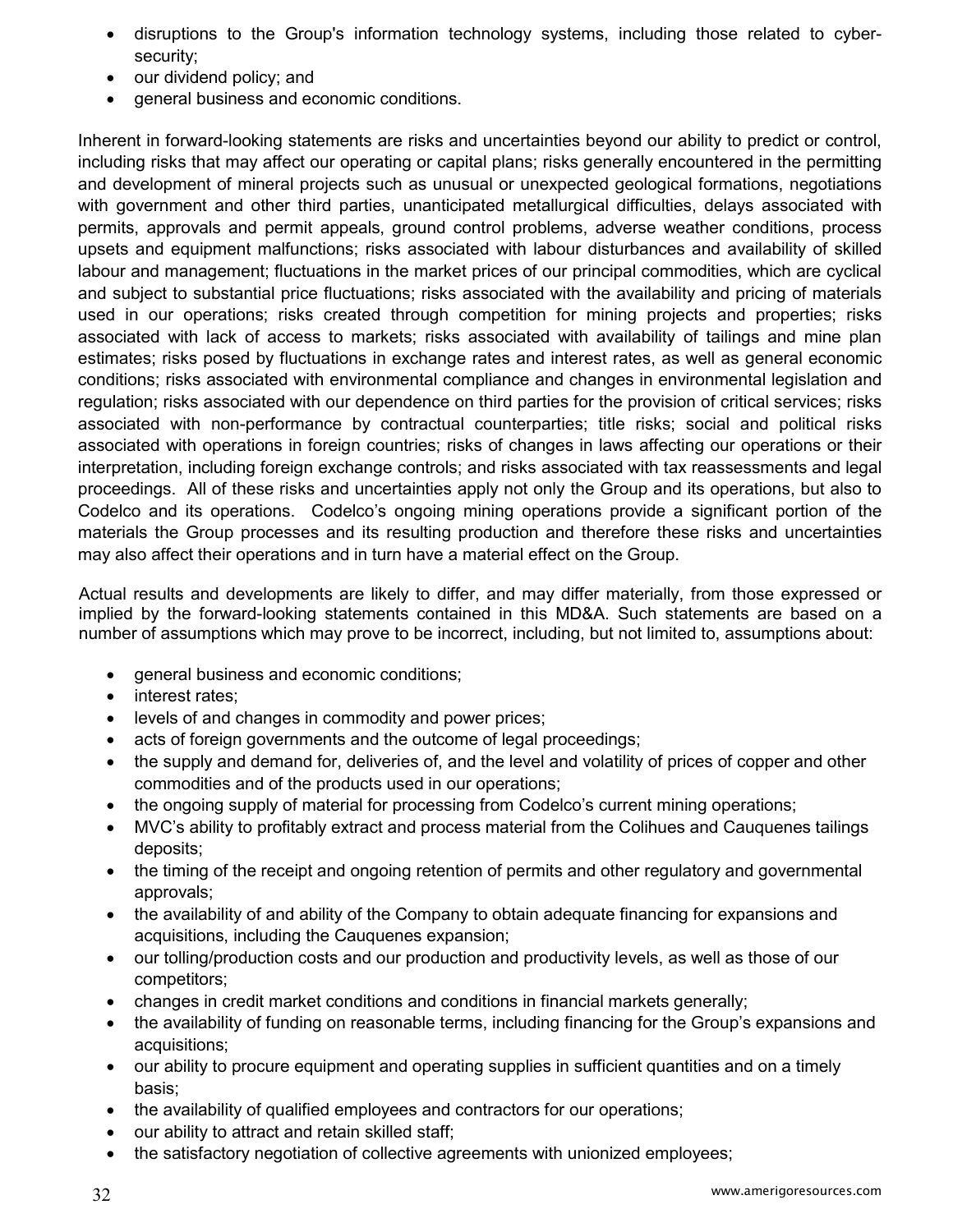- disruptions to the Group's information technology systems, including those related to cyber-security;
- our dividend policy; and
- general business and economic conditions.

Inherent in forward-looking statements are risks and uncertainties beyond our ability to predict or control, including risks that may affect our operating or capital plans; risks generally encountered in the permitting and development of mineral projects such as unusual or unexpected geological formations, negotiations with government and other third parties, unanticipated metallurgical difficulties, delays associated with permits, approvals and permit appeals, ground control problems, adverse weather conditions, process upsets and equipment malfunctions; risks associated with labour disturbances and availability of skilled labour and management; fluctuations in the market prices of our principal commodities, which are cyclical and subject to substantial price fluctuations; risks associated with the availability and pricing of materials used in our operations; risks created through competition for mining projects and properties; risks associated with lack of access to markets; risks associated with availability of tailings and mine plan estimates; risks posed by fluctuations in exchange rates and interest rates, as well as general economic conditions; risks associated with environmental compliance and changes in environmental legislation and regulation; risks associated with our dependence on third parties for the provision of critical services; risks associated with non-performance by contractual counterparties; title risks; social and political risks associated with operations in foreign countries; risks of changes in laws affecting our operations or their interpretation, including foreign exchange controls; and risks associated with tax reassessments and legal proceedings. All of these risks and uncertainties apply not only the Group and its operations, but also to Codelco and its operations. Codelco's ongoing mining operations provide a significant portion of the materials the Group processes and its resulting production and therefore these risks and uncertainties may also affect their operations and in turn have a material effect on the Group.

Actual results and developments are likely to differ, and may differ materially, from those expressed or implied by the forward-looking statements contained in this MD&A. Such statements are based on a number of assumptions which may prove to be incorrect, including, but not limited to, assumptions about:

- general business and economic conditions;
- interest rates;
- levels of and changes in commodity and power prices;
- acts of foreign governments and the outcome of legal proceedings;
- the supply and demand for, deliveries of, and the level and volatility of prices of copper and other commodities and of the products used in our operations;
- the ongoing supply of material for processing from Codelco's current mining operations;
- MVC's ability to profitably extract and process material from the Colihues and Cauquenes tailings deposits;
- the timing of the receipt and ongoing retention of permits and other regulatory and governmental approvals;
- the availability of and ability of the Company to obtain adequate financing for expansions and acquisitions, including the Cauquenes expansion;
- our tolling/production costs and our production and productivity levels, as well as those of our competitors;
- changes in credit market conditions and conditions in financial markets generally;
- the availability of funding on reasonable terms, including financing for the Group's expansions and acquisitions;
- our ability to procure equipment and operating supplies in sufficient quantities and on a timely basis;
- the availability of qualified employees and contractors for our operations;
- our ability to attract and retain skilled staff;
- the satisfactory negotiation of collective agreements with unionized employees;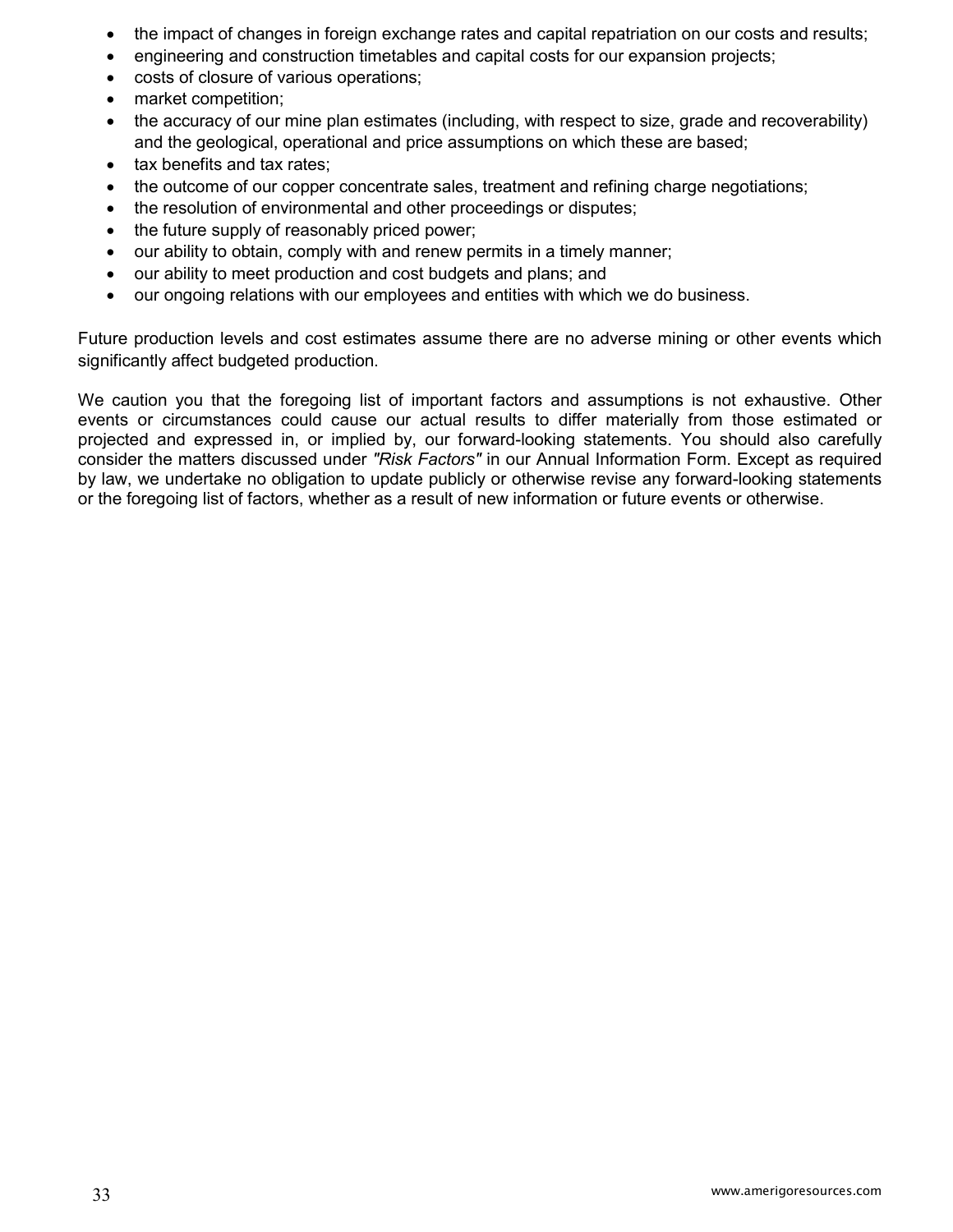- the impact of changes in foreign exchange rates and capital repatriation on our costs and results;
- engineering and construction timetables and capital costs for our expansion projects;
- costs of closure of various operations;
- market competition;
- the accuracy of our mine plan estimates (including, with respect to size, grade and recoverability) and the geological, operational and price assumptions on which these are based;
- tax benefits and tax rates;
- the outcome of our copper concentrate sales, treatment and refining charge negotiations;
- the resolution of environmental and other proceedings or disputes;
- the future supply of reasonably priced power;
- our ability to obtain, comply with and renew permits in a timely manner;
- our ability to meet production and cost budgets and plans; and
- our ongoing relations with our employees and entities with which we do business.

Future production levels and cost estimates assume there are no adverse mining or other events which significantly affect budgeted production.

We caution you that the foregoing list of important factors and assumptions is not exhaustive. Other events or circumstances could cause our actual results to differ materially from those estimated or projected and expressed in, or implied by, our forward-looking statements. You should also carefully consider the matters discussed under *"Risk Factors"* in our Annual Information Form. Except as required by law, we undertake no obligation to update publicly or otherwise revise any forward-looking statements or the foregoing list of factors, whether as a result of new information or future events or otherwise.